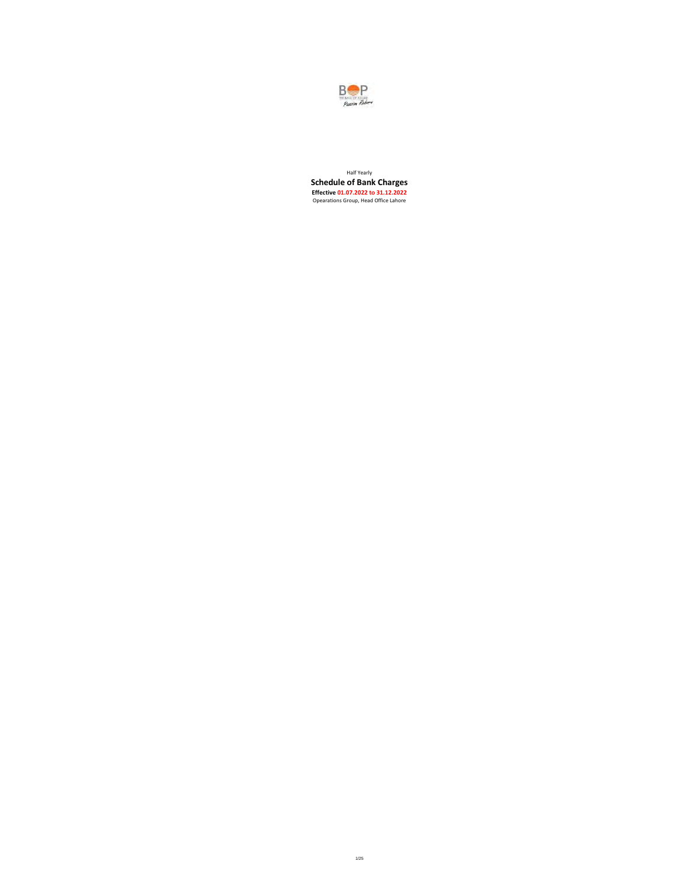Half Yearly

# Schedule of Bank Charges

**Effective 01.07.2022 to 31.12.2022**

Opearations Group, Head Office Lahore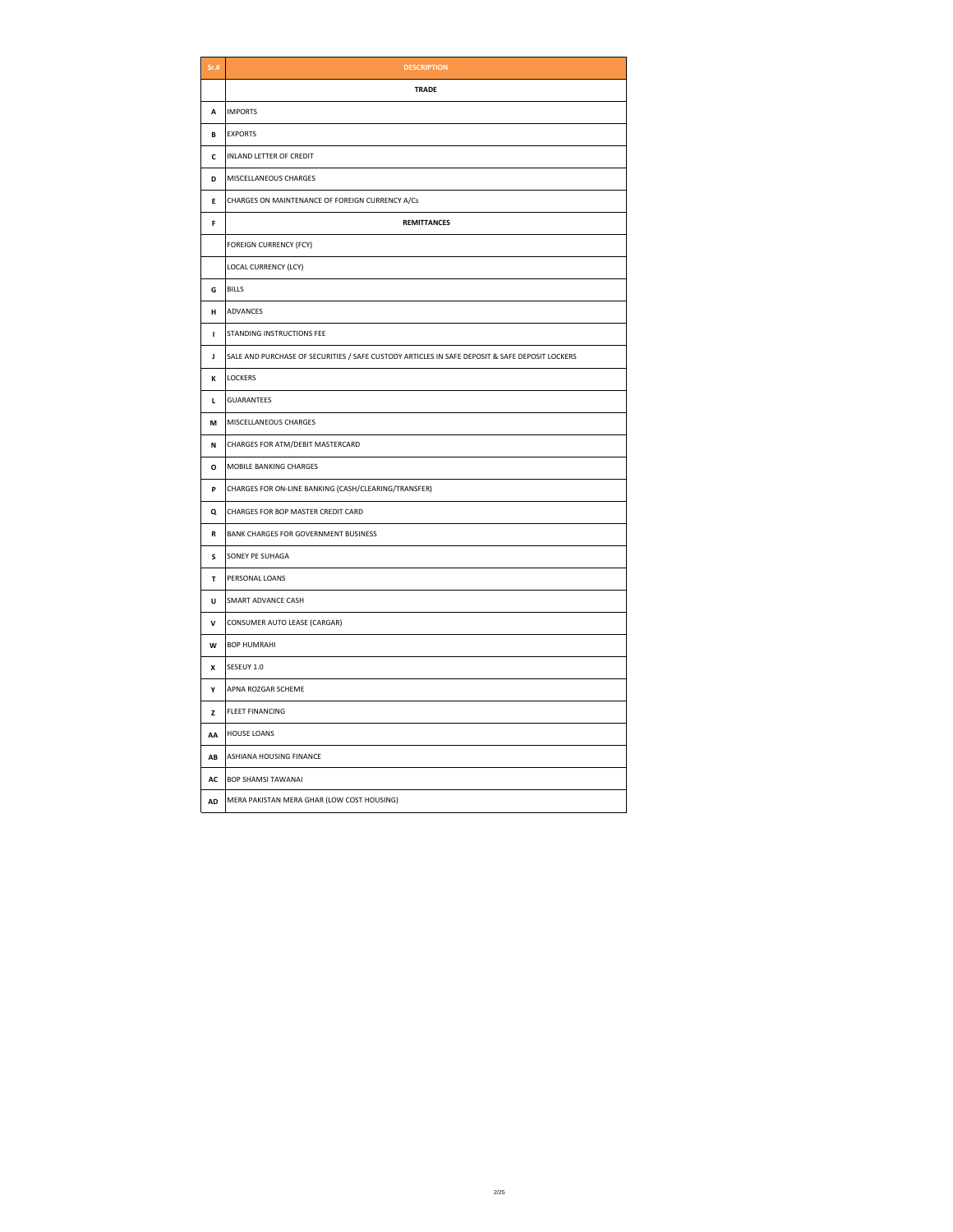| Sr.# | DESCRIPTION |
|---|---|
| | **TRADE** |
| **A** | IMPORTS |
| **B** | EXPORTS |
| **C** | INLAND LETTER OF CREDIT |
| **D** | MISCELLANEOUS CHARGES |
| **E** | CHARGES ON MAINTENANCE OF FOREIGN CURRENCY A/Cs |
| **F** | **REMITTANCES** |
| | FOREIGN CURRENCY (FCY) |
| | LOCAL CURRENCY (LCY) |
| **G** | BILLS |
| **H** | ADVANCES |
| **I** | STANDING INSTRUCTIONS FEE |
| **J** | SALE AND PURCHASE OF SECURITIES / SAFE CUSTODY ARTICLES IN SAFE DEPOSIT & SAFE DEPOSIT LOCKERS |
| **K** | LOCKERS |
| **L** | GUARANTEES |
| **M** | MISCELLANEOUS CHARGES |
| **N** | CHARGES FOR ATM/DEBIT MASTERCARD |
| **O** | MOBILE BANKING CHARGES |
| **P** | CHARGES FOR ON-LINE BANKING (CASH/CLEARING/TRANSFER) |
| **Q** | CHARGES FOR BOP MASTER CREDIT CARD |
| **R** | BANK CHARGES FOR GOVERNMENT BUSINESS |
| **S** | SONEY PE SUHAGA |
| **T** | PERSONAL LOANS |
| **U** | SMART ADVANCE CASH |
| **V** | CONSUMER AUTO LEASE (CARGAR) |
| **W** | BOP HUMRAHI |
| **X** | SESEUY 1.0 |
| **Y** | APNA ROZGAR SCHEME |
| **Z** | FLEET FINANCING |
| **AA** | HOUSE LOANS |
| **AB** | ASHIANA HOUSING FINANCE |
| **AC** | BOP SHAMSI TAWANAI |
| **AD** | MERA PAKISTAN MERA GHAR (LOW COST HOUSING) |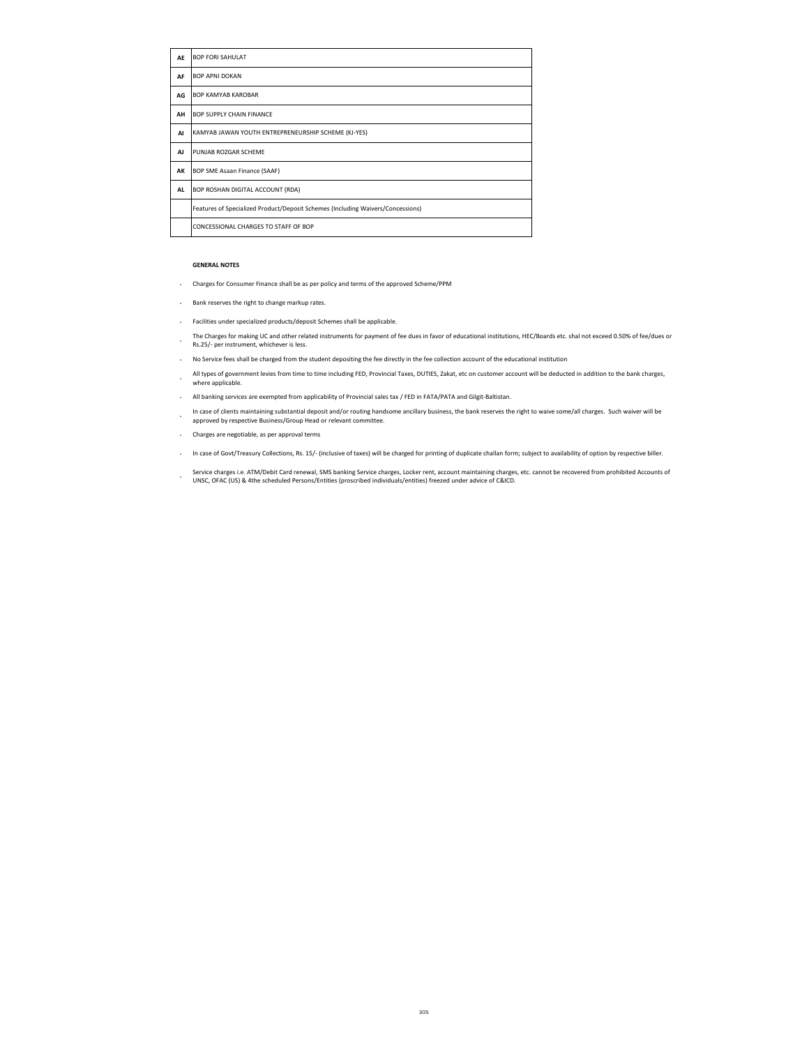| | |
|---|---|
| **AE** | BOP FORI SAHULAT |
| **AF** | BOP APNI DOKAN |
| **AG** | BOP KAMYAB KAROBAR |
| **AH** | BOP SUPPLY CHAIN FINANCE |
| **AI** | KAMYAB JAWAN YOUTH ENTREPRENEURSHIP SCHEME (KJ-YES) |
| **AJ** | PUNJAB ROZGAR SCHEME |
| **AK** | BOP SME Asaan Finance (SAAF) |
| **AL** | BOP ROSHAN DIGITAL ACCOUNT (RDA) |
| | Features of Specialized Product/Deposit Schemes (Including Waivers/Concessions) |
| | CONCESSIONAL CHARGES TO STAFF OF BOP |

**GENERAL NOTES**

- Charges for Consumer Finance shall be as per policy and terms of the approved Scheme/PPM
- Bank reserves the right to change markup rates.
- Facilities under specialized products/deposit Schemes shall be applicable.
- The Charges for making UC and other related instruments for payment of fee dues in favor of educational institutions, HEC/Boards etc. shal not exceed 0.50% of fee/dues or Rs.25/- per instrument, whichever is less.
- No Service fees shall be charged from the student depositing the fee directly in the fee collection account of the educational institution
- All types of government levies from time to time including FED, Provincial Taxes, DUTIES, Zakat, etc on customer account will be deducted in addition to the bank charges, where applicable.
- All banking services are exempted from applicability of Provincial sales tax / FED in FATA/PATA and Gilgit-Baltistan.
- In case of clients maintaining substantial deposit and/or routing handsome ancillary business, the bank reserves the right to waive some/all charges. Such waiver will be approved by respective Business/Group Head or relevant committee.
- Charges are negotiable, as per approval terms
- In case of Govt/Treasury Collections, Rs. 15/- (inclusive of taxes) will be charged for printing of duplicate challan form; subject to availability of option by respective biller.
- Service charges i.e. ATM/Debit Card renewal, SMS banking Service charges, Locker rent, account maintaining charges, etc. cannot be recovered from prohibited Accounts of UNSC, OFAC (US) & 4the scheduled Persons/Entities (proscribed individuals/entities) freezed under advice of C&ICD.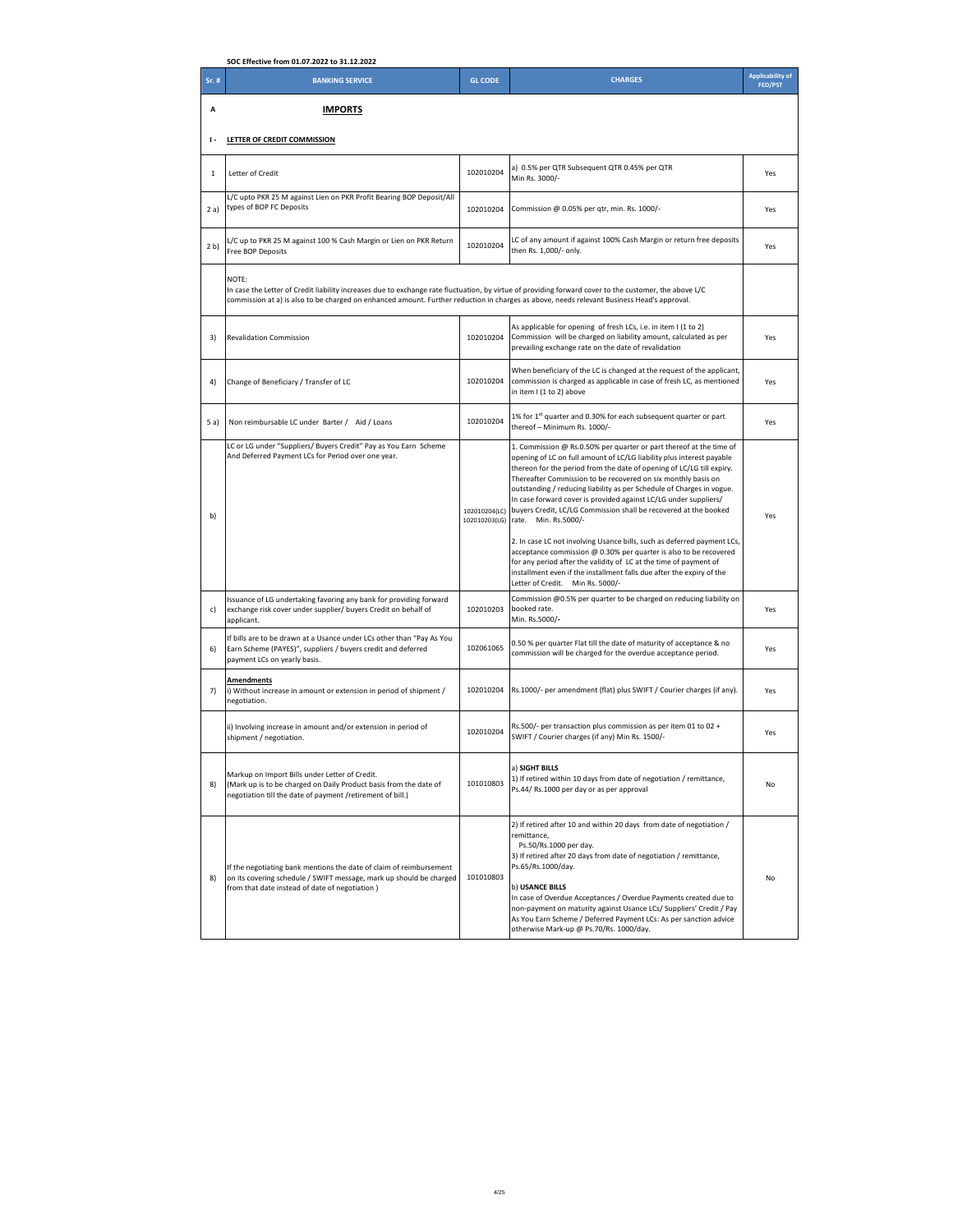**SOC Effective from 01.07.2022 to 31.12.2022**

| Sr. # | BANKING SERVICE | GL CODE | CHARGES | Applicability of FED/PST |
|---|---|---|---|---|
| **A** | **IMPORTS** | | | |
| **I -** | **LETTER OF CREDIT COMMISSION** | | | |
| 1 | Letter of Credit | 102010204 | a) 0.5% per QTR Subsequent QTR 0.45% per QTR Min Rs. 3000/- | Yes |
| 2 a) | L/C upto PKR 25 M against Lien on PKR Profit Bearing BOP Deposit/All types of BOP FC Deposits | 102010204 | Commission @ 0.05% per qtr, min. Rs. 1000/- | Yes |
| 2 b) | L/C up to PKR 25 M against 100 % Cash Margin or Lien on PKR Return Free BOP Deposits | 102010204 | LC of any amount if against 100% Cash Margin or return free deposits then Rs. 1,000/- only. | Yes |
| | NOTE: In case the Letter of Credit liability increases due to exchange rate fluctuation, by virtue of providing forward cover to the customer, the above L/C commission at a) is also to be charged on enhanced amount. Further reduction in charges as above, needs relevant Business Head's approval. | | | |
| 3) | Revalidation Commission | 102010204 | As applicable for opening of fresh LCs, i.e. in item I (1 to 2) Commission will be charged on liability amount, calculated as per prevailing exchange rate on the date of revalidation | Yes |
| 4) | Change of Beneficiary / Transfer of LC | 102010204 | When beneficiary of the LC is changed at the request of the applicant, commission is charged as applicable in case of fresh LC, as mentioned in item I (1 to 2) above | Yes |
| 5 a) | Non reimbursable LC under Barter / Aid / Loans | 102010204 | 1% for 1st quarter and 0.30% for each subsequent quarter or part thereof – Minimum Rs. 1000/- | Yes |
| b) | LC or LG under "Suppliers/ Buyers Credit" Pay as You Earn Scheme And Deferred Payment LCs for Period over one year. | 102010204(LC) 102010203(LG) | 1. Commission @ Rs.0.50% per quarter or part thereof at the time of opening of LC on full amount of LC/LG liability plus interest payable thereon for the period from the date of opening of LC/LG till expiry. Thereafter Commission to be recovered on six monthly basis on outstanding / reducing liability as per Schedule of Charges in vogue. In case forward cover is provided against LC/LG under suppliers/ buyers Credit, LC/LG Commission shall be recovered at the booked rate. Min. Rs.5000/-<br><br>2. In case LC not involving Usance bills, such as deferred payment LCs, acceptance commission @ 0.30% per quarter is also to be recovered for any period after the validity of LC at the time of payment of installment even if the installment falls due after the expiry of the Letter of Credit. Min Rs. 5000/- | Yes |
| c) | Issuance of LG undertaking favoring any bank for providing forward exchange risk cover under supplier/ buyers Credit on behalf of applicant. | 102010203 | Commission @0.5% per quarter to be charged on reducing liability on booked rate. Min. Rs.5000/- | Yes |
| 6) | If bills are to be drawn at a Usance under LCs other than "Pay As You Earn Scheme (PAYES)", suppliers / buyers credit and deferred payment LCs on yearly basis. | 102061065 | 0.50 % per quarter Flat till the date of maturity of acceptance & no commission will be charged for the overdue acceptance period. | Yes |
| 7) | **Amendments**<br>i) Without increase in amount or extension in period of shipment / negotiation. | 102010204 | Rs.1000/- per amendment (flat) plus SWIFT / Courier charges (if any). | Yes |
| | ii) Involving increase in amount and/or extension in period of shipment / negotiation. | 102010204 | Rs.500/- per transaction plus commission as per item 01 to 02 + SWIFT / Courier charges (if any) Min Rs. 1500/- | Yes |
| 8) | Markup on Import Bills under Letter of Credit. (Mark up is to be charged on Daily Product basis from the date of negotiation till the date of payment /retirement of bill.) | 101010803 | a) **SIGHT BILLS**<br>1) If retired within 10 days from date of negotiation / remittance, Ps.44/ Rs.1000 per day or as per approval | No |
| 8) | If the negotiating bank mentions the date of claim of reimbursement on its covering schedule / SWIFT message, mark up should be charged from that date instead of date of negotiation ) | 101010803 | 2) If retired after 10 and within 20 days from date of negotiation / remittance, Ps.50/Rs.1000 per day.<br>3) If retired after 20 days from date of negotiation / remittance, Ps.65/Rs.1000/day.<br><br>b) **USANCE BILLS**<br>In case of Overdue Acceptances / Overdue Payments created due to non-payment on maturity against Usance LCs/ Suppliers' Credit / Pay As You Earn Scheme / Deferred Payment LCs: As per sanction advice otherwise Mark-up @ Ps.70/Rs. 1000/day. | No |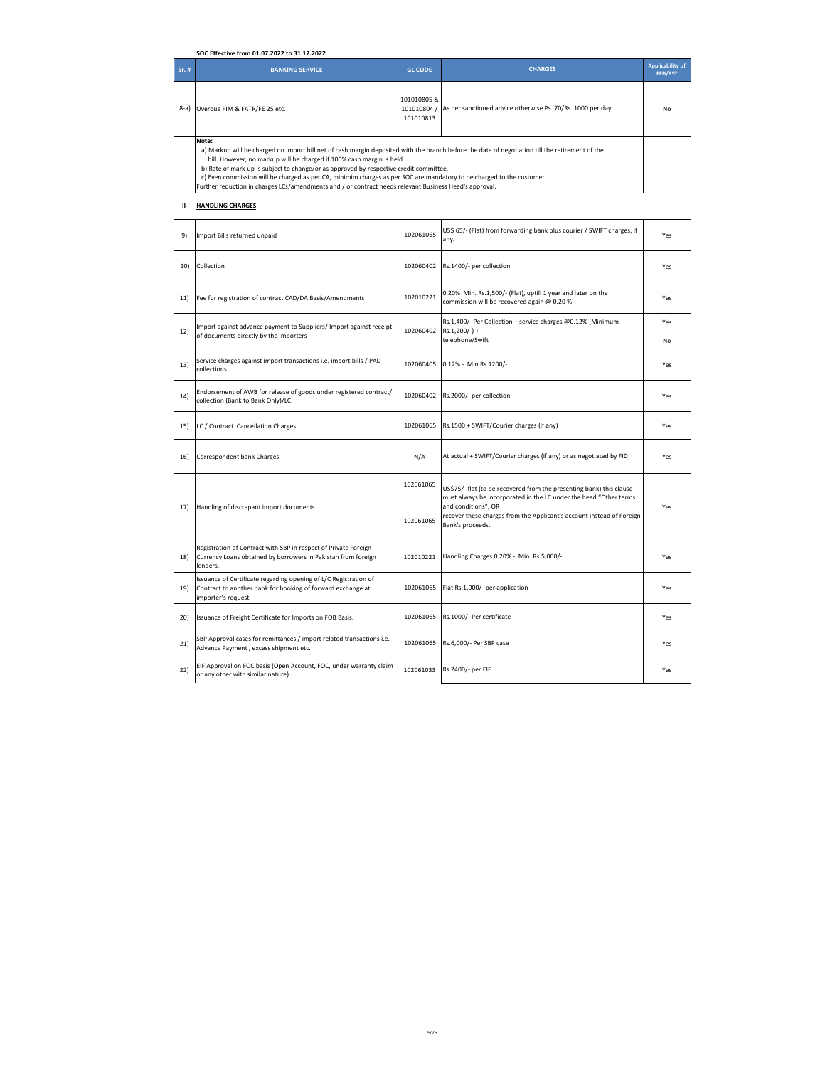**SOC Effective from 01.07.2022 to 31.12.2022**

| Sr. # | BANKING SERVICE | GL CODE | CHARGES | Applicability of FED/PST |
|---|---|---|---|---|
| 8-a) | Overdue FIM & FATR/FE 25 etc. | 101010805 & 101010804 / 101010813 | As per sanctioned advice otherwise Ps. 70/Rs. 1000 per day | No |
| | **Note:**<br>a) Markup will be charged on import bill net of cash margin deposited with the branch before the date of negotiation till the retirement of the bill. However, no markup will be charged if 100% cash margin is held.<br>b) Rate of mark-up is subject to change/or as approved by respective credit committee.<br>c) Even commission will be charged as per CA, minimim charges as per SOC are mandatory to be charged to the customer.<br>Further reduction in charges LCs/amendments and / or contract needs relevant Business Head's approval. | | | |
| **II-** | **HANDLING CHARGES** | | | |
| 9) | Import Bills returned unpaid | 102061065 | US$ 65/- (Flat) from forwarding bank plus courier / SWIFT charges, if any. | Yes |
| 10) | Collection | 102060402 | Rs.1400/- per collection | Yes |
| 11) | Fee for registration of contract CAD/DA Basis/Amendments | 102010221 | 0.20% Min. Rs.1,500/- (Flat), uptill 1 year and later on the commission will be recovered again @ 0.20 %. | Yes |
| 12) | Import against advance payment to Suppliers/ Import against receipt of documents directly by the importers | 102060402 | Rs.1,400/- Per Collection + service charges @0.12% (Minimum Rs.1,200/-) +<br>telephone/Swift | Yes<br><br>No |
| 13) | Service charges against import transactions i.e. import bills / PAD collections | 102060405 | 0.12% - Min Rs.1200/- | Yes |
| 14) | Endorsement of AWB for release of goods under registered contract/ collection (Bank to Bank Only)/LC. | 102060402 | Rs.2000/- per collection | Yes |
| 15) | LC / Contract Cancellation Charges | 102061065 | Rs.1500 + SWIFT/Courier charges (if any) | Yes |
| 16) | Correspondent bank Charges | N/A | At actual + SWIFT/Courier charges (if any) or as negotiated by FID | Yes |
| 17) | Handling of discrepant import documents | 102061065<br><br>102061065 | US$75/- flat (to be recovered from the presenting bank) this clause must always be incorporated in the LC under the head "Other terms and conditions", OR<br>recover these charges from the Applicant's account instead of Foreign Bank's proceeds. | Yes |
| 18) | Registration of Contract with SBP in respect of Private Foreign Currency Loans obtained by borrowers in Pakistan from foreign lenders. | 102010221 | Handling Charges 0.20% - Min. Rs.5,000/- | Yes |
| 19) | Issuance of Certificate regarding opening of L/C Registration of Contract to another bank for booking of forward exchange at importer's request | 102061065 | Flat Rs.1,000/- per application | Yes |
| 20) | Issuance of Freight Certificate for Imports on FOB Basis. | 102061065 | Rs.1000/- Per certificate | Yes |
| 21) | SBP Approval cases for remittances / import related transactions i.e. Advance Payment , excess shipment etc. | 102061065 | Rs.6,000/- Per SBP case | Yes |
| 22) | EIF Approval on FOC basis (Open Account, FOC, under warranty claim or any other with similar nature) | 102061033 | Rs.2400/- per EIF | Yes |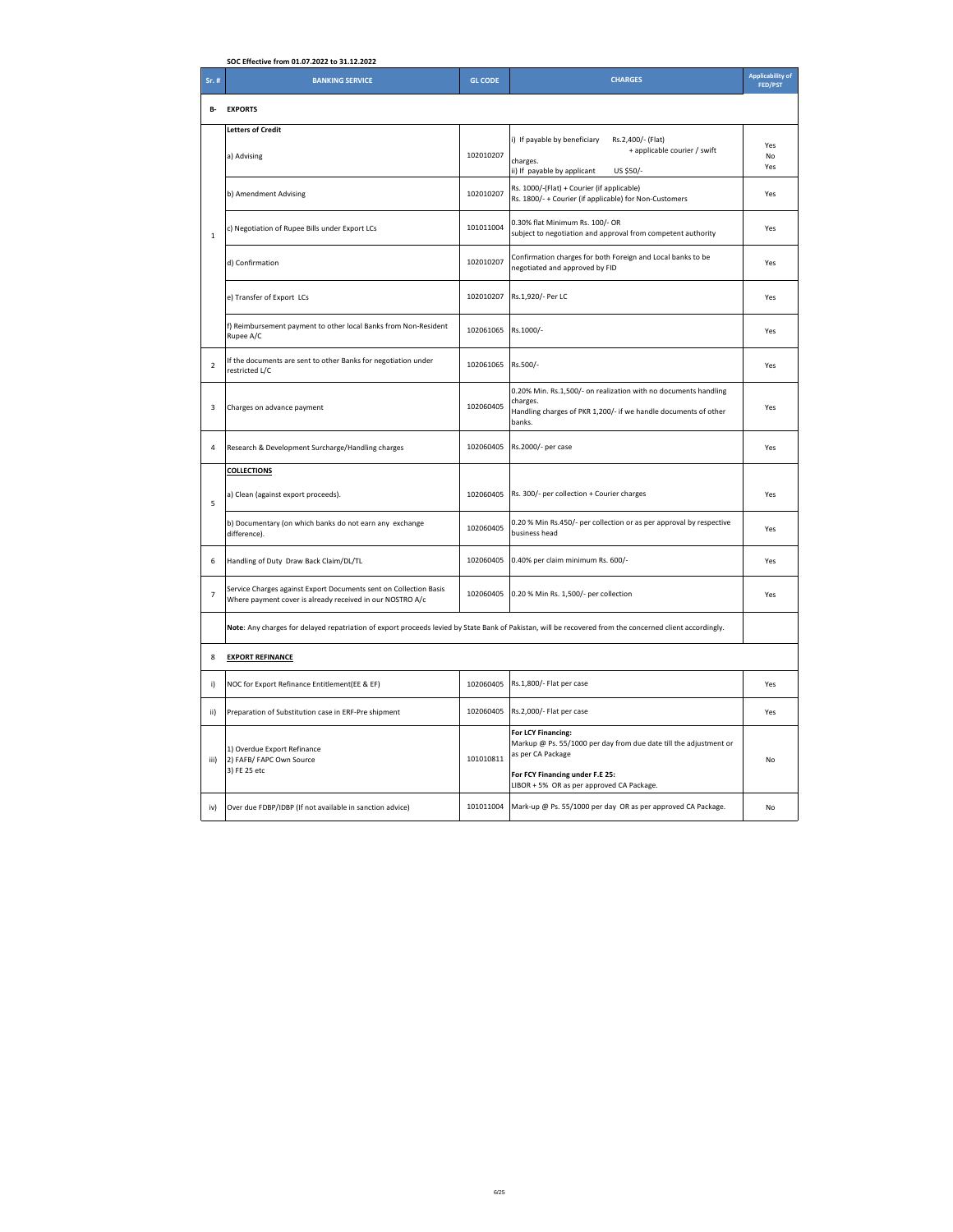**SOC Effective from 01.07.2022 to 31.12.2022**

| Sr. # | BANKING SERVICE | GL CODE | CHARGES | Applicability of FED/PST |
|---|---|---|---|---|
| **B-** | **EXPORTS** | | | |
| 1 | **Letters of Credit**<br>a) Advising | 102010207 | i) If payable by beneficiary Rs.2,400/- (Flat) + applicable courier / swift charges.<br>ii) If payable by applicant US $50/- | Yes<br>No<br>Yes |
| | b) Amendment Advising | 102010207 | Rs. 1000/-(Flat) + Courier (if applicable)<br>Rs. 1800/- + Courier (if applicable) for Non-Customers | Yes |
| | c) Negotiation of Rupee Bills under Export LCs | 101011004 | 0.30% flat Minimum Rs. 100/- OR subject to negotiation and approval from competent authority | Yes |
| | d) Confirmation | 102010207 | Confirmation charges for both Foreign and Local banks to be negotiated and approved by FID | Yes |
| | e) Transfer of Export LCs | 102010207 | Rs.1,920/- Per LC | Yes |
| | f) Reimbursement payment to other local Banks from Non-Resident Rupee A/C | 102061065 | Rs.1000/- | Yes |
| 2 | If the documents are sent to other Banks for negotiation under restricted L/C | 102061065 | Rs.500/- | Yes |
| 3 | Charges on advance payment | 102060405 | 0.20% Min. Rs.1,500/- on realization with no documents handling charges.<br>Handling charges of PKR 1,200/- if we handle documents of other banks. | Yes |
| 4 | Research & Development Surcharge/Handling charges | 102060405 | Rs.2000/- per case | Yes |
| 5 | **COLLECTIONS**<br>a) Clean (against export proceeds). | 102060405 | Rs. 300/- per collection + Courier charges | Yes |
| | b) Documentary (on which banks do not earn any exchange difference). | 102060405 | 0.20 % Min Rs.450/- per collection or as per approval by respective business head | Yes |
| 6 | Handling of Duty Draw Back Claim/DL/TL | 102060405 | 0.40% per claim minimum Rs. 600/- | Yes |
| 7 | Service Charges against Export Documents sent on Collection Basis Where payment cover is already received in our NOSTRO A/c | 102060405 | 0.20 % Min Rs. 1,500/- per collection | Yes |
| | **Note**: Any charges for delayed repatriation of export proceeds levied by State Bank of Pakistan, will be recovered from the concerned client accordingly. | | | |
| 8 | **EXPORT REFINANCE** | | | |
| i) | NOC for Export Refinance Entitlement(EE & EF) | 102060405 | Rs.1,800/- Flat per case | Yes |
| ii) | Preparation of Substitution case in ERF-Pre shipment | 102060405 | Rs.2,000/- Flat per case | Yes |
| iii) | 1) Overdue Export Refinance<br>2) FAFB/ FAPC Own Source<br>3) FE 25 etc | 101010811 | **For LCY Financing:**<br>Markup @ Ps. 55/1000 per day from due date till the adjustment or as per CA Package<br>**For FCY Financing under F.E 25:**<br>LIBOR + 5% OR as per approved CA Package. | No |
| iv) | Over due FDBP/IDBP (If not available in sanction advice) | 101011004 | Mark-up @ Ps. 55/1000 per day OR as per approved CA Package. | No |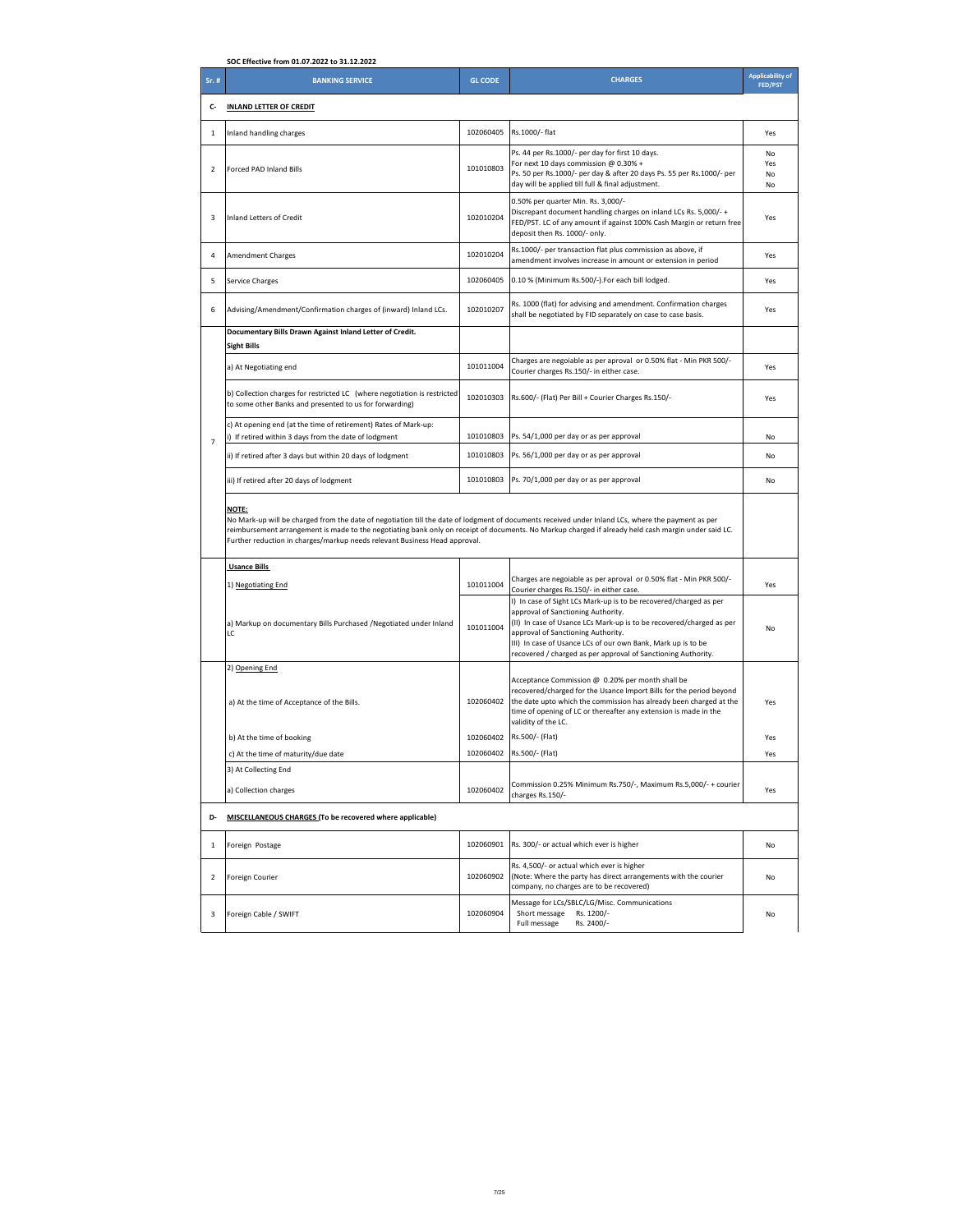**SOC Effective from 01.07.2022 to 31.12.2022**

| Sr. # | BANKING SERVICE | GL CODE | CHARGES | Applicability of FED/PST |
|---|---|---|---|---|
| C- | **INLAND LETTER OF CREDIT** | | | |
| 1 | Inland handling charges | 102060405 | Rs.1000/- flat | Yes |
| 2 | Forced PAD Inland Bills | 101010803 | Ps. 44 per Rs.1000/- per day for first 10 days.<br>For next 10 days commission @ 0.30% +<br>Ps. 50 per Rs.1000/- per day & after 20 days Ps. 55 per Rs.1000/- per day will be applied till full & final adjustment. | No<br>Yes<br>No<br>No |
| 3 | Inland Letters of Credit | 102010204 | 0.50% per quarter Min. Rs. 3,000/-<br>Discrepant document handling charges on inland LCs Rs. 5,000/- + FED/PST. LC of any amount if against 100% Cash Margin or return free deposit then Rs. 1000/- only. | Yes |
| 4 | Amendment Charges | 102010204 | Rs.1000/- per transaction flat plus commission as above, if amendment involves increase in amount or extension in period | Yes |
| 5 | Service Charges | 102060405 | 0.10 % (Minimum Rs.500/-).For each bill lodged. | Yes |
| 6 | Advising/Amendment/Confirmation charges of (inward) Inland LCs. | 102010207 | Rs. 1000 (flat) for advising and amendment. Confirmation charges shall be negotiated by FID separately on case to case basis. | Yes |
| 7 | **Documentary Bills Drawn Against Inland Letter of Credit.**<br>**Sight Bills** | | | |
| | a) At Negotiating end | 101011004 | Charges are negoiable as per aproval or 0.50% flat - Min PKR 500/- Courier charges Rs.150/- in either case. | Yes |
| | b) Collection charges for restricted LC (where negotiation is restricted to some other Banks and presented to us for forwarding) | 102010303 | Rs.600/- (Flat) Per Bill + Courier Charges Rs.150/- | Yes |
| | c) At opening end (at the time of retirement) Rates of Mark-up:<br>i) If retired within 3 days from the date of lodgment | 101010803 | Ps. 54/1,000 per day or as per approval | No |
| | ii) If retired after 3 days but within 20 days of lodgment | 101010803 | Ps. 56/1,000 per day or as per approval | No |
| | iii) If retired after 20 days of lodgment | 101010803 | Ps. 70/1,000 per day or as per approval | No |
| | **NOTE:**<br>No Mark-up will be charged from the date of negotiation till the date of lodgment of documents received under Inland LCs, where the payment as per reimbursement arrangement is made to the negotiating bank only on receipt of documents. No Markup charged if already held cash margin under said LC. Further reduction in charges/markup needs relevant Business Head approval. | | | |
| | **Usance Bills**<br>1) Negotiating End | 101011004 | Charges are negoiable as per aproval or 0.50% flat - Min PKR 500/- Courier charges Rs.150/- in either case. | Yes |
| | a) Markup on documentary Bills Purchased /Negotiated under Inland LC | 101011004 | I) In case of Sight LCs Mark-up is to be recovered/charged as per approval of Sanctioning Authority.<br>(II) In case of Usance LCs Mark-up is to be recovered/charged as per approval of Sanctioning Authority.<br>III) In case of Usance LCs of our own Bank, Mark up is to be recovered / charged as per approval of Sanctioning Authority. | No |
| | 2) Opening End<br>a) At the time of Acceptance of the Bills. | 102060402 | Acceptance Commission @ 0.20% per month shall be recovered/charged for the Usance Import Bills for the period beyond the date upto which the commission has already been charged at the time of opening of LC or thereafter any extension is made in the validity of the LC. | Yes |
| | b) At the time of booking | 102060402 | Rs.500/- (Flat) | Yes |
| | c) At the time of maturity/due date | 102060402 | Rs.500/- (Flat) | Yes |
| | 3) At Collecting End<br>a) Collection charges | 102060402 | Commission 0.25% Minimum Rs.750/-, Maximum Rs.5,000/- + courier charges Rs.150/- | Yes |
| D- | **MISCELLANEOUS CHARGES (To be recovered where applicable)** | | | |
| 1 | Foreign Postage | 102060901 | Rs. 300/- or actual which ever is higher | No |
| 2 | Foreign Courier | 102060902 | Rs. 4,500/- or actual which ever is higher<br>(Note: Where the party has direct arrangements with the courier company, no charges are to be recovered) | No |
| 3 | Foreign Cable / SWIFT | 102060904 | Message for LCs/SBLC/LG/Misc. Communications<br>Short message Rs. 1200/-<br>Full message Rs. 2400/- | No |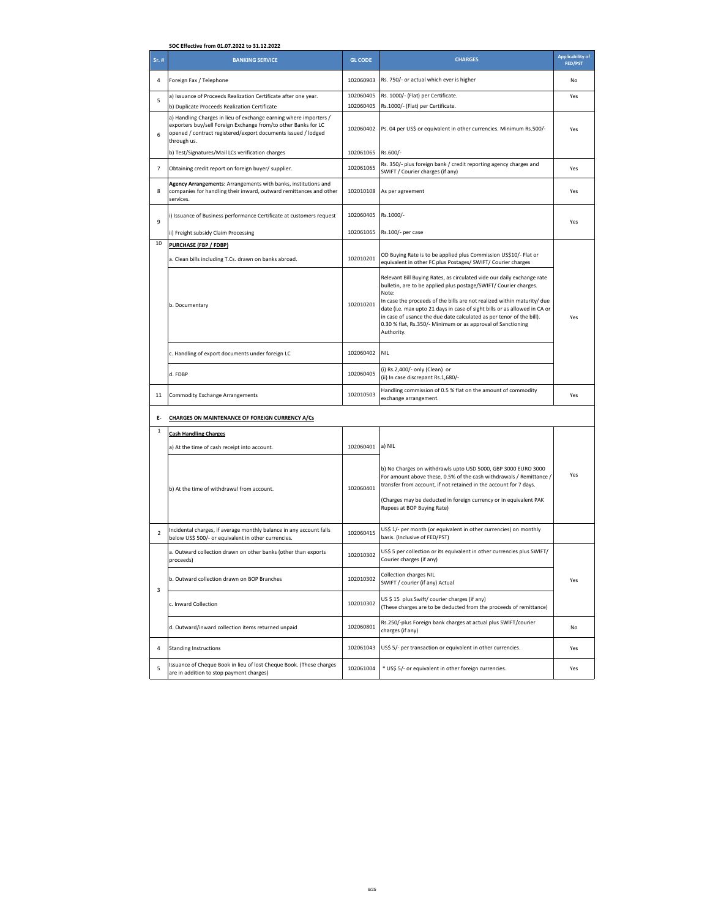SOC Effective from 01.07.2022 to 31.12.2022

| Sr. # | BANKING SERVICE | GL CODE | CHARGES | Applicability of FED/PST |
|---|---|---|---|---|
| 4 | Foreign Fax / Telephone | 102060903 | Rs. 750/- or actual which ever is higher | No |
| 5 | a) Issuance of Proceeds Realization Certificate after one year. | 102060405 | Rs. 1000/- (Flat) per Certificate. | Yes |
| | b) Duplicate Proceeds Realization Certificate | 102060405 | Rs.1000/- (Flat) per Certificate. | |
| 6 | a) Handling Charges in lieu of exchange earning where importers / exporters buy/sell Foreign Exchange from/to other Banks for LC opened / contract registered/export documents issued / lodged through us. | 102060402 | Ps. 04 per US$ or equivalent in other currencies. Minimum Rs.500/- | Yes |
| | b) Test/Signatures/Mail LCs verification charges | 102061065 | Rs.600/- | |
| 7 | Obtaining credit report on foreign buyer/ supplier. | 102061065 | Rs. 350/- plus foreign bank / credit reporting agency charges and SWIFT / Courier charges (if any) | Yes |
| 8 | **Agency Arrangements**: Arrangements with banks, institutions and companies for handling their inward, outward remittances and other services. | 102010108 | As per agreement | Yes |
| 9 | i) Issuance of Business performance Certificate at customers request | 102060405 | Rs.1000/- | Yes |
| | ii) Freight subsidy Claim Processing | 102061065 | Rs.100/- per case | |
| 10 | **PURCHASE (FBP / FDBP)** | | | Yes |
| | a. Clean bills including T.Cs. drawn on banks abroad. | 102010201 | OD Buying Rate is to be applied plus Commission US$10/- Flat or equivalent in other FC plus Postages/ SWIFT/ Courier charges | |
| | b. Documentary | 102010201 | Relevant Bill Buying Rates, as circulated vide our daily exchange rate bulletin, are to be applied plus postage/SWIFT/ Courier charges.<br>Note:<br>In case the proceeds of the bills are not realized within maturity/ due date (i.e. max upto 21 days in case of sight bills or as allowed in CA or in case of usance the due date calculated as per tenor of the bill). 0.30 % flat, Rs.350/- Minimum or as approval of Sanctioning Authority. | |
| | c. Handling of export documents under foreign LC | 102060402 | NIL | |
| | d. FDBP | 102060405 | (i) Rs.2,400/- only (Clean) or<br>(ii) In case discrepant Rs.1,680/- | |
| 11 | Commodity Exchange Arrangements | 102010503 | Handling commission of 0.5 % flat on the amount of commodity exchange arrangement. | Yes |
| E- | **CHARGES ON MAINTENANCE OF FOREIGN CURRENCY A/Cs** | | | |
| 1 | **Cash Handling Charges** | | | Yes |
| | a) At the time of cash receipt into account. | 102060401 | a) NIL | |
| | b) At the time of withdrawal from account. | 102060401 | b) No Charges on withdrawls upto USD 5000, GBP 3000 EURO 3000 For amount above these, 0.5% of the cash withdrawals / Remittance / transfer from account, if not retained in the account for 7 days.<br><br>(Charges may be deducted in foreign currency or in equivalent PAK Rupees at BOP Buying Rate) | |
| 2 | Incidental charges, if average monthly balance in any account falls below US$ 500/- or equivalent in other currencies. | 102060415 | US$ 1/- per month (or equivalent in other currencies) on monthly basis. (Inclusive of FED/PST) | |
| 3 | a. Outward collection drawn on other banks (other than exports proceeds) | 102010302 | US$ 5 per collection or its equivalent in other currencies plus SWIFT/ Courier charges (if any) | Yes |
| | b. Outward collection drawn on BOP Branches | 102010302 | Collection charges NIL<br>SWIFT / courier (if any) Actual | |
| | c. Inward Collection | 102010302 | US $ 15 plus Swift/ courier charges (if any)<br>(These charges are to be deducted from the proceeds of remittance) | |
| | d. Outward/inward collection items returned unpaid | 102060801 | Rs.250/-plus Foreign bank charges at actual plus SWIFT/courier charges (if any) | No |
| 4 | Standing Instructions | 102061043 | US$ 5/- per transaction or equivalent in other currencies. | Yes |
| 5 | Issuance of Cheque Book in lieu of lost Cheque Book. (These charges are in addition to stop payment charges) | 102061004 | * US$ 5/- or equivalent in other foreign currencies. | Yes |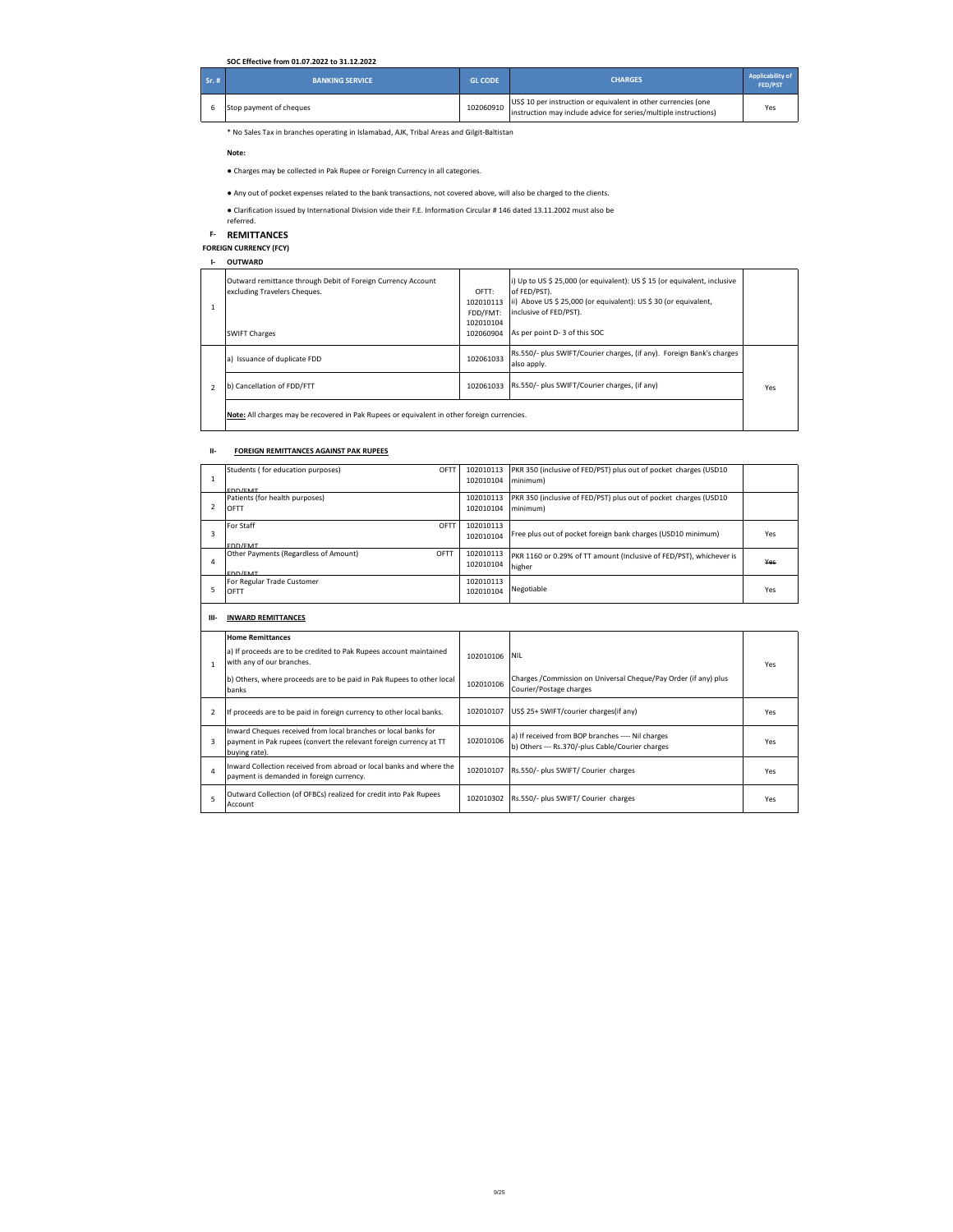**SOC Effective from 01.07.2022 to 31.12.2022**

| Sr. # | BANKING SERVICE | GL CODE | CHARGES | Applicability of FED/PST |
|---|---|---|---|---|
| 6 | Stop payment of cheques | 102060910 | US$ 10 per instruction or equivalent in other currencies (one instruction may include advice for series/multiple instructions) | Yes |

* No Sales Tax in branches operating in Islamabad, AJK, Tribal Areas and Gilgit-Baltistan

**Note:**

- Charges may be collected in Pak Rupee or Foreign Currency in all categories.
- Any out of pocket expenses related to the bank transactions, not covered above, will also be charged to the clients.
- Clarification issued by International Division vide their F.E. Information Circular # 146 dated 13.11.2002 must also be referred.

## F- REMITTANCES

**FOREIGN CURRENCY (FCY)**

**I- OUTWARD**

| Sr. # | BANKING SERVICE | GL CODE | CHARGES | Applicability of FED/PST |
|---|---|---|---|---|
| 1 | Outward remittance through Debit of Foreign Currency Account excluding Travelers Cheques. | OFTT: 102010113 FDD/FMT: 102010104 | i) Up to US $ 25,000 (or equivalent): US $ 15 (or equivalent, inclusive of FED/PST).<br>ii) Above US $ 25,000 (or equivalent): US $ 30 (or equivalent, inclusive of FED/PST). | |
| | SWIFT Charges | 102060904 | As per point D- 3 of this SOC | |
| 2 | a) Issuance of duplicate FDD | 102061033 | Rs.550/- plus SWIFT/Courier charges, (if any). Foreign Bank's charges also apply. | Yes |
| | b) Cancellation of FDD/FTT | 102061033 | Rs.550/- plus SWIFT/Courier charges, (if any) | |
| | **Note:** All charges may be recovered in Pak Rupees or equivalent in other foreign currencies. | | | |

**II- FOREIGN REMITTANCES AGAINST PAK RUPEES**

| Sr. # | BANKING SERVICE | GL CODE | CHARGES | Applicability of FED/PST |
|---|---|---|---|---|
| 1 | Students ( for education purposes) OFTT FDD/FMT | 102010113 102010104 | PKR 350 (inclusive of FED/PST) plus out of pocket charges (USD10 minimum) | |
| 2 | Patients (for health purposes) OFTT | 102010113 102010104 | PKR 350 (inclusive of FED/PST) plus out of pocket charges (USD10 minimum) | |
| 3 | For Staff OFTT FDD/FMT | 102010113 102010104 | Free plus out of pocket foreign bank charges (USD10 minimum) | Yes |
| 4 | Other Payments (Regardless of Amount) OFTT FDD/FMT | 102010113 102010104 | PKR 1160 or 0.29% of TT amount (Inclusive of FED/PST), whichever is higher | ~~Yes~~ |
| 5 | For Regular Trade Customer OFTT | 102010113 102010104 | Negotiable | Yes |

**III- INWARD REMITTANCES**

| Sr. # | BANKING SERVICE | GL CODE | CHARGES | Applicability of FED/PST |
|---|---|---|---|---|
| 1 | **Home Remittances**<br>a) If proceeds are to be credited to Pak Rupees account maintained with any of our branches. | 102010106 | NIL | Yes |
| | b) Others, where proceeds are to be paid in Pak Rupees to other local banks | 102010106 | Charges /Commission on Universal Cheque/Pay Order (if any) plus Courier/Postage charges | |
| 2 | If proceeds are to be paid in foreign currency to other local banks. | 102010107 | US$ 25+ SWIFT/courier charges(if any) | Yes |
| 3 | Inward Cheques received from local branches or local banks for payment in Pak rupees (convert the relevant foreign currency at TT buying rate). | 102010106 | a) If received from BOP branches ---- Nil charges<br>b) Others --- Rs.370/-plus Cable/Courier charges | Yes |
| 4 | Inward Collection received from abroad or local banks and where the payment is demanded in foreign currency. | 102010107 | Rs.550/- plus SWIFT/ Courier charges | Yes |
| 5 | Outward Collection (of OFBCs) realized for credit into Pak Rupees Account | 102010302 | Rs.550/- plus SWIFT/ Courier charges | Yes |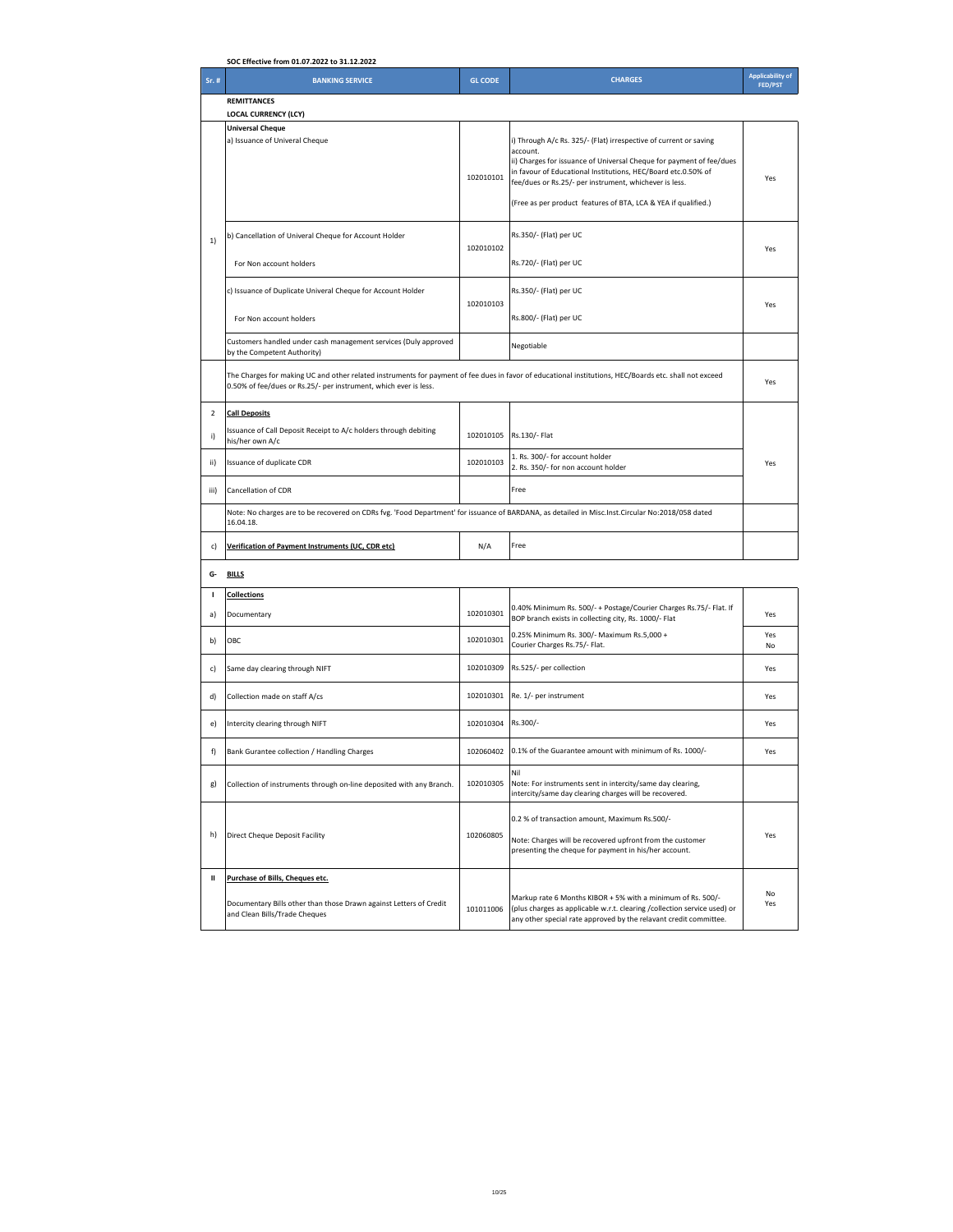**SOC Effective from 01.07.2022 to 31.12.2022**

| Sr. # | BANKING SERVICE | GL CODE | CHARGES | Applicability of FED/PST |
|---|---|---|---|---|
| | **REMITTANCES** | | | |
| | **LOCAL CURRENCY (LCY)** | | | |
| 1) | **Universal Cheque**<br>a) Issuance of Univeral Cheque | 102010101 | i) Through A/c Rs. 325/- (Flat) irrespective of current or saving account.<br>ii) Charges for issuance of Universal Cheque for payment of fee/dues in favour of Educational Institutions, HEC/Board etc.0.50% of fee/dues or Rs.25/- per instrument, whichever is less.<br>(Free as per product features of BTA, LCA & YEA if qualified.) | Yes |
| | b) Cancellation of Univeral Cheque for Account Holder<br>For Non account holders | 102010102 | Rs.350/- (Flat) per UC<br>Rs.720/- (Flat) per UC | Yes |
| | c) Issuance of Duplicate Univeral Cheque for Account Holder<br>For Non account holders | 102010103 | Rs.350/- (Flat) per UC<br>Rs.800/- (Flat) per UC | Yes |
| | Customers handled under cash management services (Duly approved by the Competent Authority) | | Negotiable | |
| | The Charges for making UC and other related instruments for payment of fee dues in favor of educational institutions, HEC/Boards etc. shall not exceed 0.50% of fee/dues or Rs.25/- per instrument, which ever is less. | | | Yes |
| 2 | **Call Deposits** | | | |
| i) | Issuance of Call Deposit Receipt to A/c holders through debiting his/her own A/c | 102010105 | Rs.130/- Flat | Yes |
| ii) | Issuance of duplicate CDR | 102010103 | 1. Rs. 300/- for account holder<br>2. Rs. 350/- for non account holder | |
| iii) | Cancellation of CDR | | Free | |
| | Note: No charges are to be recovered on CDRs fvg. 'Food Department' for issuance of BARDANA, as detailed in Misc.Inst.Circular No:2018/058 dated 16.04.18. | | | |
| c) | **Verification of Payment Instruments (UC, CDR etc)** | N/A | Free | |
| G- | **BILLS** | | | |
| I | **Collections** | | | |
| a) | Documentary | 102010301 | 0.40% Minimum Rs. 500/- + Postage/Courier Charges Rs.75/- Flat. If BOP branch exists in collecting city, Rs. 1000/- Flat | Yes |
| b) | OBC | 102010301 | 0.25% Minimum Rs. 300/- Maximum Rs.5,000 + Courier Charges Rs.75/- Flat. | Yes<br>No |
| c) | Same day clearing through NIFT | 102010309 | Rs.525/- per collection | Yes |
| d) | Collection made on staff A/cs | 102010301 | Re. 1/- per instrument | Yes |
| e) | Intercity clearing through NIFT | 102010304 | Rs.300/- | Yes |
| f) | Bank Gurantee collection / Handling Charges | 102060402 | 0.1% of the Guarantee amount with minimum of Rs. 1000/- | Yes |
| g) | Collection of instruments through on-line deposited with any Branch. | 102010305 | Nil<br>Note: For instruments sent in intercity/same day clearing, intercity/same day clearing charges will be recovered. | |
| h) | Direct Cheque Deposit Facility | 102060805 | 0.2 % of transaction amount, Maximum Rs.500/-<br>Note: Charges will be recovered upfront from the customer presenting the cheque for payment in his/her account. | Yes |
| II | **Purchase of Bills, Cheques etc.**<br>Documentary Bills other than those Drawn against Letters of Credit and Clean Bills/Trade Cheques | 101011006 | Markup rate 6 Months KIBOR + 5% with a minimum of Rs. 500/- (plus charges as applicable w.r.t. clearing /collection service used) or any other special rate approved by the relavant credit committee. | No<br>Yes |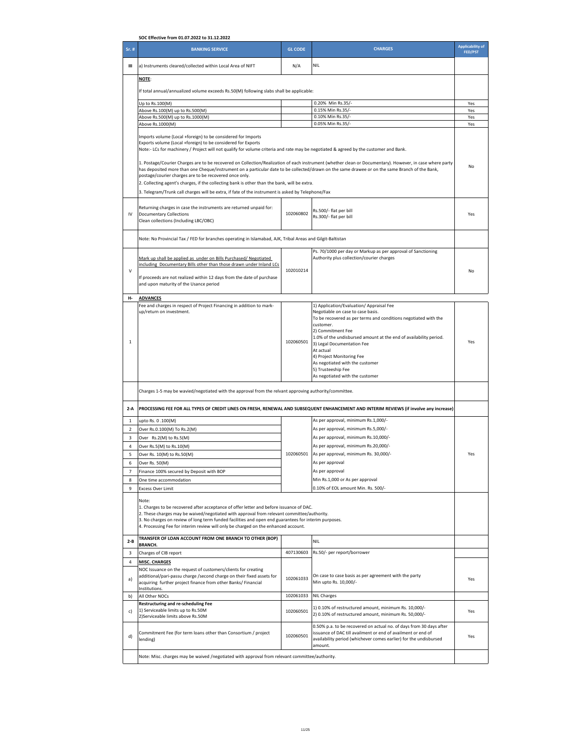**SOC Effective from 01.07.2022 to 31.12.2022**

| Sr. # | BANKING SERVICE | GL CODE | CHARGES | Applicability of FED/PST |
|---|---|---|---|---|
| III | a) Instruments cleared/collected within Local Area of NIFT | N/A | NIL | |
| | **NOTE**:<br><br>If total annual/annualized volume exceeds Rs.50(M) following slabs shall be applicable: | | | |
| | Up to Rs.100(M) | | 0.20% Min Rs.35/- | Yes |
| | Above Rs.100(M) up to Rs.500(M) | | 0.15% Min Rs.35/- | Yes |
| | Above Rs.500(M) up to Rs.1000(M) | | 0.10% Min Rs.35/- | Yes |
| | Above Rs.1000(M) | | 0.05% Min Rs.35/- | Yes |
| | Imports volume (Local +foreign) to be considered for Imports<br>Exports volume (Local +foreign) to be considered for Exports<br>Note:- LCs for machinery / Project will not qualify for volume criteria and rate may be negotiated & agreed by the customer and Bank.<br><br>1. Postage/Courier Charges are to be recovered on Collection/Realization of each instrument (whether clean or Documentary). However, in case where party has deposited more than one Cheque/instrument on a particular date to be collected/drawn on the same drawee or on the same Branch of the Bank, postage/courier charges are to be recovered once only.<br>2. Collecting agent's charges, if the collecting bank is other than the bank, will be extra.<br>3. Telegram/Trunk call charges will be extra, if fate of the instrument is asked by Telephone/Fax | | | No |
| IV | Returning charges in case the instruments are returned unpaid for:<br>Documentary Collections<br>Clean collections (Including LBC/OBC) | 102060802 | Rs.500/- flat per bill<br>Rs.300/- flat per bill | Yes |
| | Note: No Provincial Tax / FED for branches operating in Islamabad, AJK, Tribal Areas and Gilgit-Baltistan | | | |
| V | Mark up shall be applied as under on Bills Purchased/ Negotiated including Documentary Bills other than those drawn under Inland LCs<br><br>If proceeds are not realized within 12 days from the date of purchase and upon maturity of the Usance period | 102010214 | Ps. 70/1000 per day or Markup as per approval of Sanctioning Authority plus collection/courier charges | No |
| H- | **ADVANCES** | | | |
| 1 | Fee and charges in respect of Project Financing in addition to mark-up/return on investment. | 102060501 | 1) Application/Evaluation/ Appraisal Fee<br>Negotiable on case to case basis.<br>To be recovered as per terms and conditions negotiated with the customer.<br>2) Commitment Fee<br>1.0% of the undisbursed amount at the end of availability period.<br>3) Legal Documentation Fee<br>At actual<br>4) Project Monitoring Fee<br>As negotiated with the customer<br>5) Trusteeship Fee<br>As negotiated with the customer | Yes |
| | Charges 1-5 may be wavied/negotiated with the approval from the relvant approving authority/committee. | | | |
| 2-A | **PROCESSING FEE FOR ALL TYPES OF CREDIT LINES ON FRESH, RENEWAL AND SUBSEQUENT ENHANCEMENT AND INTERIM REVIEWS (if involve any increase)** | | | |
| 1 | upto Rs. 0 .100(M) | 102060501 | As per approval, minimum Rs.1,000/- | Yes |
| 2 | Over Rs.0.100(M) To Rs.2(M) | | As per approval, minimum Rs.5,000/- | |
| 3 | Over Rs.2(M) to Rs.5(M) | | As per approval, minimum Rs.10,000/- | |
| 4 | Over Rs.5(M) to Rs.10(M) | | As per approval, minimum Rs.20,000/- | |
| 5 | Over Rs. 10(M) to Rs.50(M) | | As per approval, minimum Rs. 30,000/- | |
| 6 | Over Rs. 50(M) | | As per approval | |
| 7 | Finance 100% secured by Deposit with BOP | | As per approval | |
| 8 | One time accommodation | | Min Rs.1,000 or As per approval | |
| 9 | Excess Over Limit | | 0.10% of EOL amount Min. Rs. 500/- | |
| | Note:<br>1. Charges to be recovered after acceptance of offer letter and before issuance of DAC.<br>2. These charges may be waived/negotiated with approval from relevant committee/authority.<br>3. No charges on review of long term funded facilities and open end guarantees for interim purposes.<br>4. Processing Fee for interim review will only be charged on the enhanced account. | | | |
| 2-B | **TRANSFER OF LOAN ACCOUNT FROM ONE BRANCH TO OTHER (BOP) BRANCH.** | | NIL | |
| 3 | Charges of CIB report | 407130603 | Rs.50/- per report/borrower | |
| 4 | **MISC. CHARGES** | | | |
| a) | NOC Issuance on the request of customers/clients for creating additional/pari-passu charge /second charge on their fixed assets for acquiring further project finance from other Banks/ Financial Institutions. | 102061033 | On case to case basis as per agreement with the party<br>Min upto Rs. 10,000/- | Yes |
| b) | All Other NOCs | 102061033 | NIL Charges | |
| c) | **Restructuring and re-scheduling Fee**<br>1) Serviceable limits up to Rs.50M<br>2)Serviceable limits above Rs.50M | 102060501 | 1) 0.10% of restructured amount, minimum Rs. 10,000/-<br>2) 0.10% of restructured amount, minimum Rs. 50,000/- | Yes |
| d) | Commitment Fee (for term loans other than Consortium / project lending) | 102060501 | 0.50% p.a. to be recovered on actual no. of days from 30 days after issuance of DAC till availment or end of availment or end of availability period (whichever comes earlier) for the undisbursed amount. | Yes |
| | Note: Misc. charges may be waived /negotiated with approval from relevant committee/authority. | | | |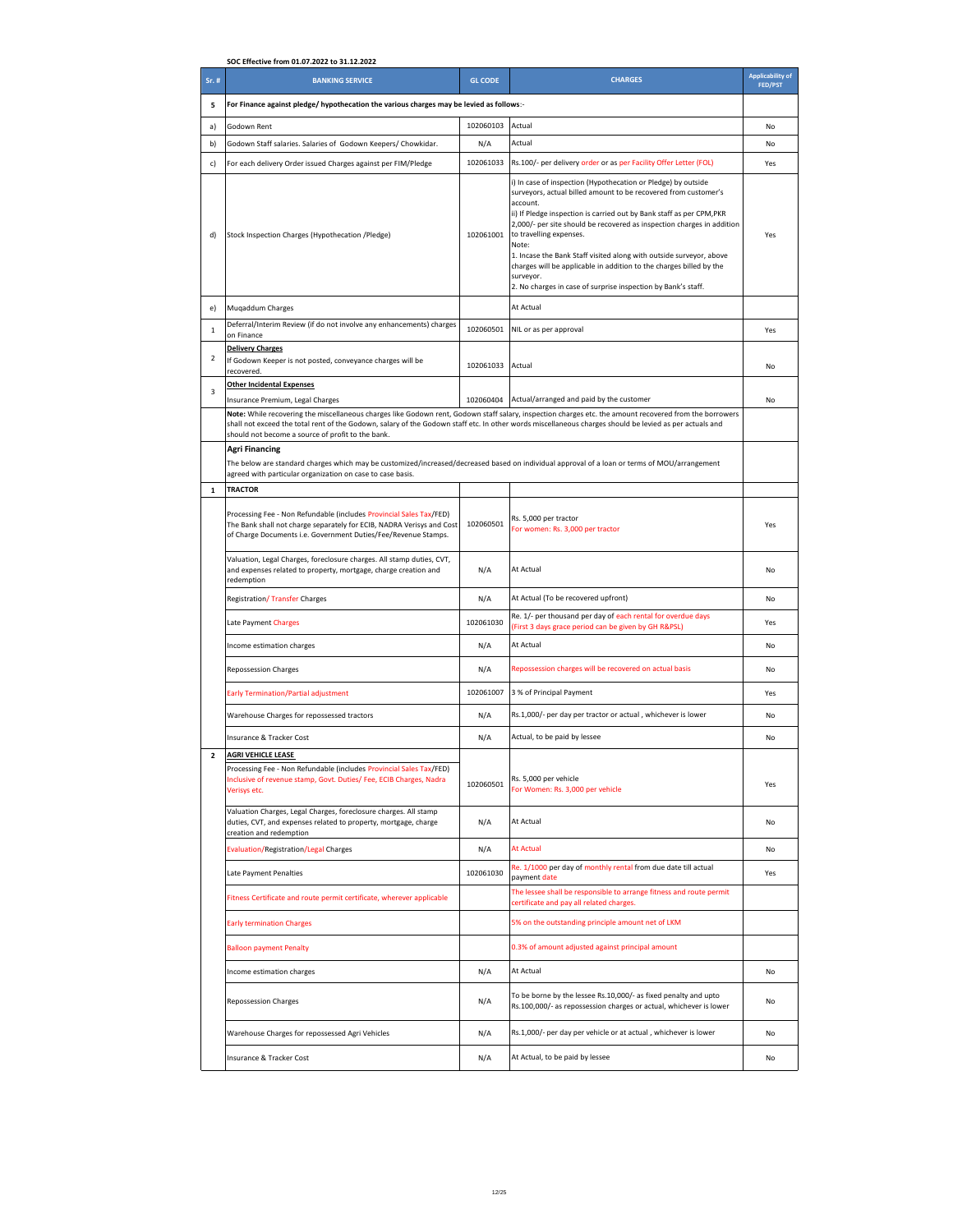SOC Effective from 01.07.2022 to 31.12.2022

| Sr. # | BANKING SERVICE | GL CODE | CHARGES | Applicability of FED/PST |
|---|---|---|---|---|
| 5 | For Finance against pledge/ hypothecation the various charges may be levied as follows:- | | | |
| a) | Godown Rent | 102060103 | Actual | No |
| b) | Godown Staff salaries. Salaries of Godown Keepers/ Chowkidar. | N/A | Actual | No |
| c) | For each delivery Order issued Charges against per FIM/Pledge | 102061033 | Rs.100/- per delivery order or as per Facility Offer Letter (FOL) | Yes |
| d) | Stock Inspection Charges (Hypothecation /Pledge) | 102061001 | i) In case of inspection (Hypothecation or Pledge) by outside surveyors, actual billed amount to be recovered from customer's account.<br>ii) If Pledge inspection is carried out by Bank staff as per CPM,PKR 2,000/- per site should be recovered as inspection charges in addition to travelling expenses.<br>Note:<br>1. Incase the Bank Staff visited along with outside surveyor, above charges will be applicable in addition to the charges billed by the surveyor.<br>2. No charges in case of surprise inspection by Bank's staff. | Yes |
| e) | Muqaddum Charges | | At Actual | |
| 1 | Deferral/Interim Review (if do not involve any enhancements) charges on Finance | 102060501 | NIL or as per approval | Yes |
| 2 | **Delivery Charges**<br>If Godown Keeper is not posted, conveyance charges will be recovered. | 102061033 | Actual | No |
| 3 | **Other Incidental Expenses**<br>Insurance Premium, Legal Charges | 102060404 | Actual/arranged and paid by the customer | No |
| | **Note:** While recovering the miscellaneous charges like Godown rent, Godown staff salary, inspection charges etc. the amount recovered from the borrowers shall not exceed the total rent of the Godown, salary of the Godown staff etc. In other words miscellaneous charges should be levied as per actuals and should not become a source of profit to the bank. | | | |
| | **Agri Financing**<br>The below are standard charges which may be customized/increased/decreased based on individual approval of a loan or terms of MOU/arrangement agreed with particular organization on case to case basis. | | | |
| **1** | **TRACTOR** | | | |
| | Processing Fee - Non Refundable (includes Provincial Sales Tax/FED)<br>The Bank shall not charge separately for ECIB, NADRA Verisys and Cost of Charge Documents i.e. Government Duties/Fee/Revenue Stamps. | 102060501 | Rs. 5,000 per tractor<br>For women: Rs. 3,000 per tractor | Yes |
| | Valuation, Legal Charges, foreclosure charges. All stamp duties, CVT, and expenses related to property, mortgage, charge creation and redemption | N/A | At Actual | No |
| | Registration/ Transfer Charges | N/A | At Actual (To be recovered upfront) | No |
| | Late Payment Charges | 102061030 | Re. 1/- per thousand per day of each rental for overdue days (First 3 days grace period can be given by GH R&PSL) | Yes |
| | Income estimation charges | N/A | At Actual | No |
| | Repossession Charges | N/A | Repossession charges will be recovered on actual basis | No |
| | Early Termination/Partial adjustment | 102061007 | 3 % of Principal Payment | Yes |
| | Warehouse Charges for repossessed tractors | N/A | Rs.1,000/- per day per tractor or actual , whichever is lower | No |
| | Insurance & Tracker Cost | N/A | Actual, to be paid by lessee | No |
| **2** | **AGRI VEHICLE LEASE**<br>Processing Fee - Non Refundable (includes Provincial Sales Tax/FED) Inclusive of revenue stamp, Govt. Duties/ Fee, ECIB Charges, Nadra Verisys etc. | 102060501 | Rs. 5,000 per vehicle<br>For Women: Rs. 3,000 per vehicle | Yes |
| | Valuation Charges, Legal Charges, foreclosure charges. All stamp duties, CVT, and expenses related to property, mortgage, charge creation and redemption | N/A | At Actual | No |
| | Evaluation/Registration/Legal Charges | N/A | At Actual | No |
| | Late Payment Penalties | 102061030 | Re. 1/1000 per day of monthly rental from due date till actual payment date | Yes |
| | Fitness Certificate and route permit certificate, wherever applicable | | The lessee shall be responsible to arrange fitness and route permit certificate and pay all related charges. | |
| | Early termination Charges | | 5% on the outstanding principle amount net of LKM | |
| | Balloon payment Penalty | | 0.3% of amount adjusted against principal amount | |
| | Income estimation charges | N/A | At Actual | No |
| | Repossession Charges | N/A | To be borne by the lessee Rs.10,000/- as fixed penalty and upto Rs.100,000/- as repossession charges or actual, whichever is lower | No |
| | Warehouse Charges for repossessed Agri Vehicles | N/A | Rs.1,000/- per day per vehicle or at actual , whichever is lower | No |
| | Insurance & Tracker Cost | N/A | At Actual, to be paid by lessee | No |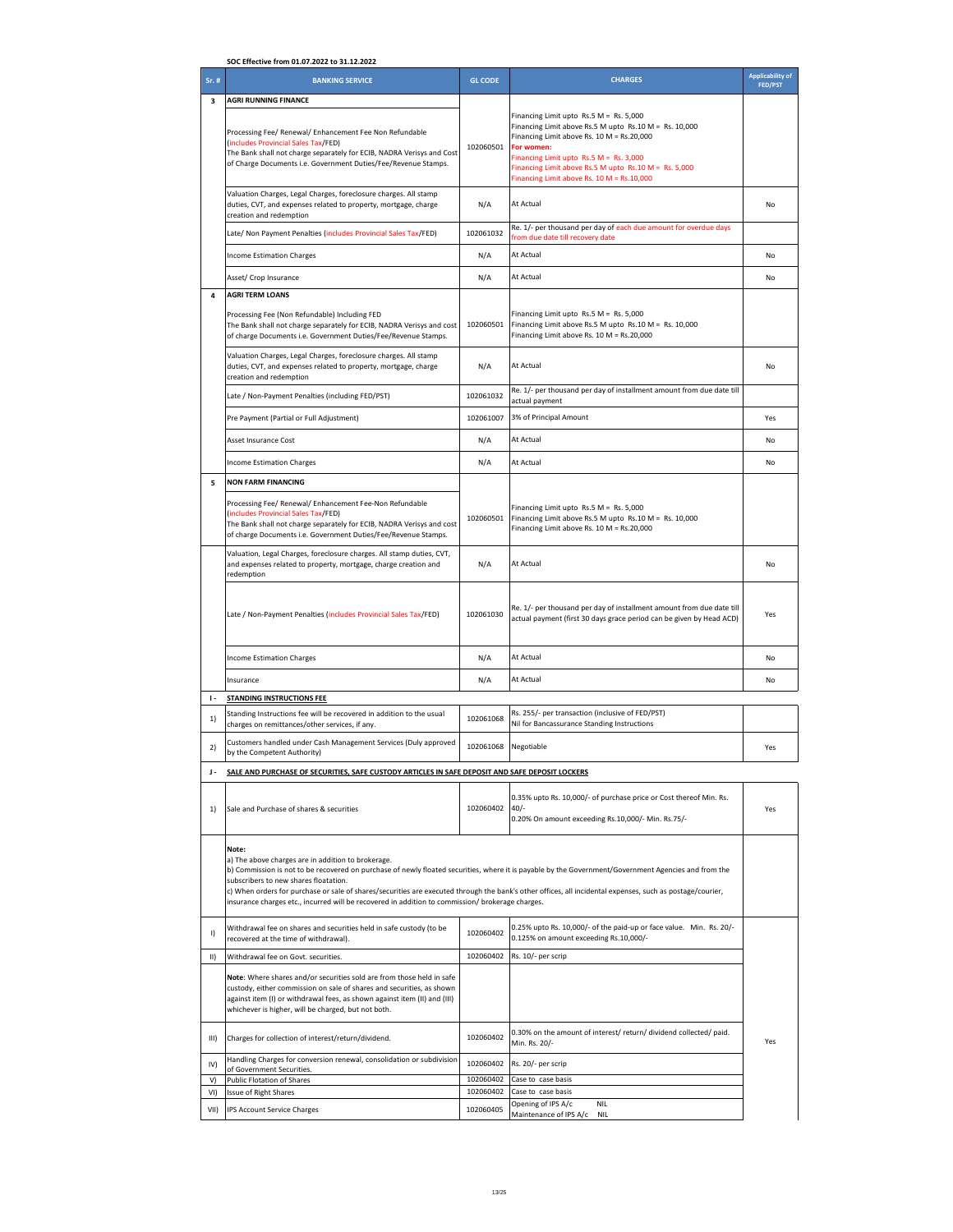**SOC Effective from 01.07.2022 to 31.12.2022**

| Sr. # | BANKING SERVICE | GL CODE | CHARGES | Applicability of FED/PST |
|---|---|---|---|---|
| 3 | **AGRI RUNNING FINANCE** | | | |
| | Processing Fee/ Renewal/ Enhancement Fee Non Refundable (includes Provincial Sales Tax/FED)<br>The Bank shall not charge separately for ECIB, NADRA Verisys and Cost of Charge Documents i.e. Government Duties/Fee/Revenue Stamps. | 102060501 | Financing Limit upto Rs.5 M = Rs. 5,000<br>Financing Limit above Rs.5 M upto Rs.10 M = Rs. 10,000<br>Financing Limit above Rs. 10 M = Rs.20,000<br>**For women:**<br>Financing Limit upto Rs.5 M = Rs. 3,000<br>Financing Limit above Rs.5 M upto Rs.10 M = Rs. 5,000<br>Financing Limit above Rs. 10 M = Rs.10,000 | |
| | Valuation Charges, Legal Charges, foreclosure charges. All stamp duties, CVT, and expenses related to property, mortgage, charge creation and redemption | N/A | At Actual | No |
| | Late/ Non Payment Penalties (includes Provincial Sales Tax/FED) | 102061032 | Re. 1/- per thousand per day of each due amount for overdue days from due date till recovery date | |
| | Income Estimation Charges | N/A | At Actual | No |
| | Asset/ Crop Insurance | N/A | At Actual | No |
| 4 | **AGRI TERM LOANS** | | | |
| | Processing Fee (Non Refundable) Including FED<br>The Bank shall not charge separately for ECIB, NADRA Verisys and cost of charge Documents i.e. Government Duties/Fee/Revenue Stamps. | 102060501 | Financing Limit upto Rs.5 M = Rs. 5,000<br>Financing Limit above Rs.5 M upto Rs.10 M = Rs. 10,000<br>Financing Limit above Rs. 10 M = Rs.20,000 | |
| | Valuation Charges, Legal Charges, foreclosure charges. All stamp duties, CVT, and expenses related to property, mortgage, charge creation and redemption | N/A | At Actual | No |
| | Late / Non-Payment Penalties (including FED/PST) | 102061032 | Re. 1/- per thousand per day of installment amount from due date till actual payment | |
| | Pre Payment (Partial or Full Adjustment) | 102061007 | 3% of Principal Amount | Yes |
| | Asset Insurance Cost | N/A | At Actual | No |
| | Income Estimation Charges | N/A | At Actual | No |
| 5 | **NON FARM FINANCING** | | | |
| | Processing Fee/ Renewal/ Enhancement Fee-Non Refundable (includes Provincial Sales Tax/FED)<br>The Bank shall not charge separately for ECIB, NADRA Verisys and cost of charge Documents i.e. Government Duties/Fee/Revenue Stamps. | 102060501 | Financing Limit upto Rs.5 M = Rs. 5,000<br>Financing Limit above Rs.5 M upto Rs.10 M = Rs. 10,000<br>Financing Limit above Rs. 10 M = Rs.20,000 | |
| | Valuation, Legal Charges, foreclosure charges. All stamp duties, CVT, and expenses related to property, mortgage, charge creation and redemption | N/A | At Actual | No |
| | Late / Non-Payment Penalties (includes Provincial Sales Tax/FED) | 102061030 | Re. 1/- per thousand per day of installment amount from due date till actual payment (first 30 days grace period can be given by Head ACD) | Yes |
| | Income Estimation Charges | N/A | At Actual | No |
| | Insurance | N/A | At Actual | No |
| I - | **STANDING INSTRUCTIONS FEE** | | | |
| 1) | Standing Instructions fee will be recovered in addition to the usual charges on remittances/other services, if any. | 102061068 | Rs. 255/- per transaction (inclusive of FED/PST)<br>Nil for Bancassurance Standing Instructions | |
| 2) | Customers handled under Cash Management Services (Duly approved by the Competent Authority) | 102061068 | Negotiable | Yes |
| J - | **SALE AND PURCHASE OF SECURITIES, SAFE CUSTODY ARTICLES IN SAFE DEPOSIT AND SAFE DEPOSIT LOCKERS** | | | |
| 1) | Sale and Purchase of shares & securities | 102060402 | 0.35% upto Rs. 10,000/- of purchase price or Cost thereof Min. Rs. 40/-<br>0.20% On amount exceeding Rs.10,000/- Min. Rs.75/- | Yes |
| | **Note:**<br>a) The above charges are in addition to brokerage.<br>b) Commission is not to be recovered on purchase of newly floated securities, where it is payable by the Government/Government Agencies and from the subscribers to new shares floatation.<br>c) When orders for purchase or sale of shares/securities are executed through the bank's other offices, all incidental expenses, such as postage/courier, insurance charges etc., incurred will be recovered in addition to commission/ brokerage charges. | | | |
| I) | Withdrawal fee on shares and securities held in safe custody (to be recovered at the time of withdrawal). | 102060402 | 0.25% upto Rs. 10,000/- of the paid-up or face value. Min. Rs. 20/-<br>0.125% on amount exceeding Rs.10,000/- | |
| II) | Withdrawal fee on Govt. securities. | 102060402 | Rs. 10/- per scrip | |
| | **Note**: Where shares and/or securities sold are from those held in safe custody, either commission on sale of shares and securities, as shown against item (I) or withdrawal fees, as shown against item (II) and (III) whichever is higher, will be charged, but not both. | | | |
| III) | Charges for collection of interest/return/dividend. | 102060402 | 0.30% on the amount of interest/ return/ dividend collected/ paid. Min. Rs. 20/- | Yes |
| IV) | Handling Charges for conversion renewal, consolidation or subdivision of Government Securities. | 102060402 | Rs. 20/- per scrip | |
| V) | Public Flotation of Shares | 102060402 | Case to case basis | |
| VI) | Issue of Right Shares | 102060402 | Case to case basis | |
| VII) | IPS Account Service Charges | 102060405 | Opening of IPS A/c NIL<br>Maintenance of IPS A/c NIL | |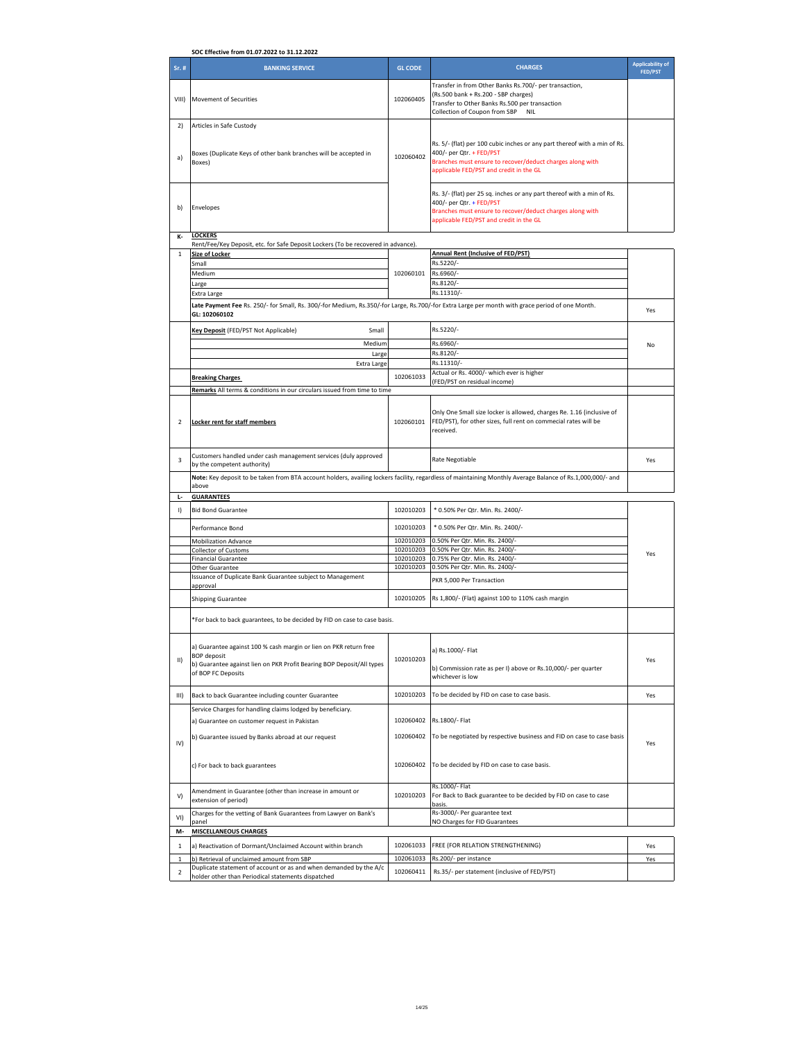SOC Effective from 01.07.2022 to 31.12.2022

| Sr. # | BANKING SERVICE | GL CODE | CHARGES | Applicability of FED/PST |
|---|---|---|---|---|
| VIII) | Movement of Securities | 102060405 | Transfer in from Other Banks Rs.700/- per transaction, (Rs.500 bank + Rs.200 - SBP charges)<br>Transfer to Other Banks Rs.500 per transaction<br>Collection of Coupon from SBP NIL | |
| 2) | Articles in Safe Custody | | | |
| a) | Boxes (Duplicate Keys of other bank branches will be accepted in Boxes) | 102060402 | Rs. 5/- (flat) per 100 cubic inches or any part thereof with a min of Rs. 400/- per Qtr. + FED/PST<br>Branches must ensure to recover/deduct charges along with applicable FED/PST and credit in the GL | |
| b) | Envelopes | | Rs. 3/- (flat) per 25 sq. inches or any part thereof with a min of Rs. 400/- per Qtr. + FED/PST<br>Branches must ensure to recover/deduct charges along with applicable FED/PST and credit in the GL | |
| K- | **LOCKERS**<br>Rent/Fee/Key Deposit, etc. for Safe Deposit Lockers (To be recovered in advance). | | | |
| 1 | **Size of Locker** | | **Annual Rent (Inclusive of FED/PST)** | |
| | Small | 102060101 | Rs.5220/- | |
| | Medium | | Rs.6960/- | |
| | Large | | Rs.8120/- | |
| | Extra Large | | Rs.11310/- | |
| | **Late Payment Fee** Rs. 250/- for Small, Rs. 300/-for Medium, Rs.350/-for Large, Rs.700/-for Extra Large per month with grace period of one Month.<br>**GL: 102060102** | | | Yes |
| | **Key Deposit** (FED/PST Not Applicable) Small | | Rs.5220/- | No |
| | Medium | | Rs.6960/- | |
| | Large | | Rs.8120/- | |
| | Extra Large | | Rs.11310/- | |
| | **Breaking Charges** | 102061033 | Actual or Rs. 4000/- which ever is higher<br>(FED/PST on residual income) | |
| | **Remarks** All terms & conditions in our circulars issued from time to time | | | |
| 2 | **Locker rent for staff members** | 102060101 | Only One Small size locker is allowed, charges Re. 1.16 (inclusive of FED/PST), for other sizes, full rent on commercial rates will be received. | |
| 3 | Customers handled under cash management services (duly approved by the competent authority) | | Rate Negotiable | Yes |
| | **Note:** Key deposit to be taken from BTA account holders, availing lockers facility, regardless of maintaining Monthly Average Balance of Rs.1,000,000/- and above | | | |
| L- | **GUARANTEES** | | | |
| I) | Bid Bond Guarantee | 102010203 | * 0.50% Per Qtr. Min. Rs. 2400/- | Yes |
| | Performance Bond | 102010203 | * 0.50% Per Qtr. Min. Rs. 2400/- | |
| | Mobilization Advance | 102010203 | 0.50% Per Qtr. Min. Rs. 2400/- | |
| | Collector of Customs | 102010203 | 0.50% Per Qtr. Min. Rs. 2400/- | |
| | Financial Guarantee | 102010203 | 0.75% Per Qtr. Min. Rs. 2400/- | |
| | Other Guarantee | 102010203 | 0.50% Per Qtr. Min. Rs. 2400/- | |
| | Issuance of Duplicate Bank Guarantee subject to Management approval | | PKR 5,000 Per Transaction | |
| | Shipping Guarantee | 102010205 | Rs 1,800/- (Flat) against 100 to 110% cash margin | |
| | *For back to back guarantees, to be decided by FID on case to case basis. | | | |
| II) | a) Guarantee against 100 % cash margin or lien on PKR return free BOP deposit<br>b) Guarantee against lien on PKR Profit Bearing BOP Deposit/All types of BOP FC Deposits | 102010203 | a) Rs.1000/- Flat<br>b) Commission rate as per I) above or Rs.10,000/- per quarter whichever is low | Yes |
| III) | Back to back Guarantee including counter Guarantee | 102010203 | To be decided by FID on case to case basis. | Yes |
| IV) | Service Charges for handling claims lodged by beneficiary.<br>a) Guarantee on customer request in Pakistan | 102060402 | Rs.1800/- Flat | Yes |
| | b) Guarantee issued by Banks abroad at our request | 102060402 | To be negotiated by respective business and FID on case to case basis | |
| | c) For back to back guarantees | 102060402 | To be decided by FID on case to case basis. | |
| V) | Amendment in Guarantee (other than increase in amount or extension of period) | 102010203 | Rs.1000/- Flat<br>For Back to Back guarantee to be decided by FID on case to case basis. | |
| VI) | Charges for the vetting of Bank Guarantees from Lawyer on Bank's panel | | Rs-3000/- Per guarantee text<br>NO Charges for FID Guarantees | |
| M- | **MISCELLANEOUS CHARGES** | | | |
| 1 | a) Reactivation of Dormant/Unclaimed Account within branch | 102061033 | FREE (FOR RELATION STRENGTHENING) | Yes |
| 1 | b) Retrieval of unclaimed amount from SBP | 102061033 | Rs.200/- per instance | Yes |
| 2 | Duplicate statement of account or as and when demanded by the A/c holder other than Periodical statements dispatched | 102060411 | Rs.35/- per statement (inclusive of FED/PST) | |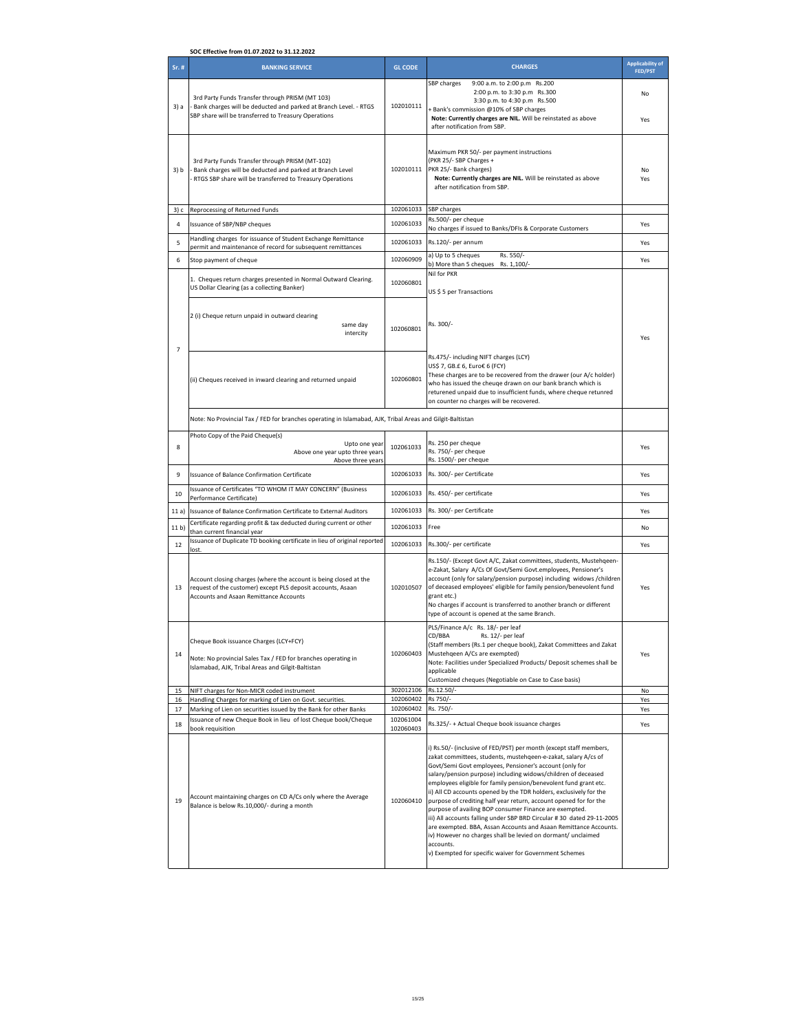**SOC Effective from 01.07.2022 to 31.12.2022**

| Sr. # | BANKING SERVICE | GL CODE | CHARGES | Applicability of FED/PST |
|---|---|---|---|---|
| 3) a | 3rd Party Funds Transfer through PRISM (MT 103)<br>- Bank charges will be deducted and parked at Branch Level. - RTGS SBP share will be transferred to Treasury Operations | 102010111 | SBP charges 9:00 a.m. to 2:00 p.m Rs.200<br>2:00 p.m. to 3:30 p.m Rs.300<br>3:30 p.m. to 4:30 p.m Rs.500<br>+ Bank's commission @10% of SBP charges<br>**Note: Currently charges are NIL.** Will be reinstated as above after notification from SBP. | No<br>Yes |
| 3) b | 3rd Party Funds Transfer through PRISM (MT-102)<br>- Bank charges will be deducted and parked at Branch Level<br>- RTGS SBP share will be transferred to Treasury Operations | 102010111 | Maximum PKR 50/- per payment instructions<br>(PKR 25/- SBP Charges +<br>PKR 25/- Bank charges)<br>**Note: Currently charges are NIL.** Will be reinstated as above after notification from SBP. | No<br>Yes |
| 3) c | Reprocessing of Returned Funds | 102061033 | SBP charges | |
| 4 | Issuance of SBP/NBP cheques | 102061033 | Rs.500/- per cheque<br>No charges if issued to Banks/DFIs & Corporate Customers | Yes |
| 5 | Handling charges for issuance of Student Exchange Remittance permit and maintenance of record for subsequent remittances | 102061033 | Rs.120/- per annum | Yes |
| 6 | Stop payment of cheque | 102060909 | a) Up to 5 cheques Rs. 550/-<br>b) More than 5 cheques Rs. 1,100/- | Yes |
| 7 | 1. Cheques return charges presented in Normal Outward Clearing. US Dollar Clearing (as a collecting Banker) | 102060801 | Nil for PKR<br>US $ 5 per Transactions | Yes |
| | 2 (i) Cheque return unpaid in outward clearing<br>same day<br>intercity | 102060801 | Rs. 300/- | |
| | (ii) Cheques received in inward clearing and returned unpaid | 102060801 | Rs.475/- including NIFT charges (LCY)<br>US$ 7, GB.£ 6, Euro€ 6 (FCY)<br>These charges are to be recovered from the drawer (our A/c holder) who has issued the cheuqe drawn on our bank branch which is returened unpaid due to insufficient funds, where cheque retunred on counter no charges will be recovered. | |
| | Note: No Provincial Tax / FED for branches operating in Islamabad, AJK, Tribal Areas and Gilgit-Baltistan | | | |
| 8 | Photo Copy of the Paid Cheque(s)<br>Upto one year<br>Above one year upto three years<br>Above three years | 102061033 | Rs. 250 per cheque<br>Rs. 750/- per cheque<br>Rs. 1500/- per cheque | Yes |
| 9 | Issuance of Balance Confirmation Certificate | 102061033 | Rs. 300/- per Certificate | Yes |
| 10 | Issuance of Certificates "TO WHOM IT MAY CONCERN" (Business Performance Certificate) | 102061033 | Rs. 450/- per certificate | Yes |
| 11 a) | Issuance of Balance Confirmation Certificate to External Auditors | 102061033 | Rs. 300/- per Certificate | Yes |
| 11 b) | Certificate regarding profit & tax deducted during current or other than current financial year | 102061033 | Free | No |
| 12 | Issuance of Duplicate TD booking certificate in lieu of original reported lost. | 102061033 | Rs.300/- per certificate | Yes |
| 13 | Account closing charges (where the account is being closed at the request of the customer) except PLS deposit accounts, Asaan Accounts and Asaan Remittance Accounts | 102010507 | Rs.150/- (Except Govt A/C, Zakat committees, students, Mustehqeen-e-Zakat, Salary A/Cs Of Govt/Semi Govt.employees, Pensioner's account (only for salary/pension purpose) including widows /children of deceased employees' eligible for family pension/benevolent fund grant etc.)<br>No charges if account is transferred to another branch or different type of account is opened at the same Branch. | Yes |
| 14 | Cheque Book issuance Charges (LCY+FCY)<br>Note: No provincial Sales Tax / FED for branches operating in Islamabad, AJK, Tribal Areas and Gilgit-Baltistan | 102060403 | PLS/Finance A/c Rs. 18/- per leaf<br>CD/BBA Rs. 12/- per leaf<br>(Staff members (Rs.1 per cheque book), Zakat Committees and Zakat Mustehqeen A/Cs are exempted)<br>Note: Facilities under Specialized Products/ Deposit schemes shall be applicable<br>Customized cheques (Negotiable on Case to Case basis) | Yes |
| 15 | NIFT charges for Non-MICR coded instrument | 302012106 | Rs.12.50/- | No |
| 16 | Handling Charges for marking of Lien on Govt. securities. | 102060402 | Rs 750/- | Yes |
| 17 | Marking of Lien on securities issued by the Bank for other Banks | 102060402 | Rs. 750/- | Yes |
| 18 | Issuance of new Cheque Book in lieu of lost Cheque book/Cheque book requisition | 102061004<br>102060403 | Rs.325/- + Actual Cheque book issuance charges | Yes |
| 19 | Account maintaining charges on CD A/Cs only where the Average Balance is below Rs.10,000/- during a month | 102060410 | i) Rs.50/- (inclusive of FED/PST) per month (except staff members, zakat committees, students, mustehqeen-e-zakat, salary A/Cs of Govt/Semi Govt employees, Pensioner's account (only for salary/pension purpose) including widows/children of deceased employees eligible for family pension/benevolent fund grant etc.<br>ii) All CD accounts opened by the TDR holders, exclusively for the purpose of crediting half year return, account opened for for the purpose of availing BOP consumer Finance are exempted.<br>iii) All accounts falling under SBP BRD Circular # 30 dated 29-11-2005 are exempted. BBA, Assan Accounts and Asaan Remittance Accounts.<br>iv) However no charges shall be levied on dormant/ unclaimed accounts.<br>v) Exempted for specific waiver for Government Schemes | |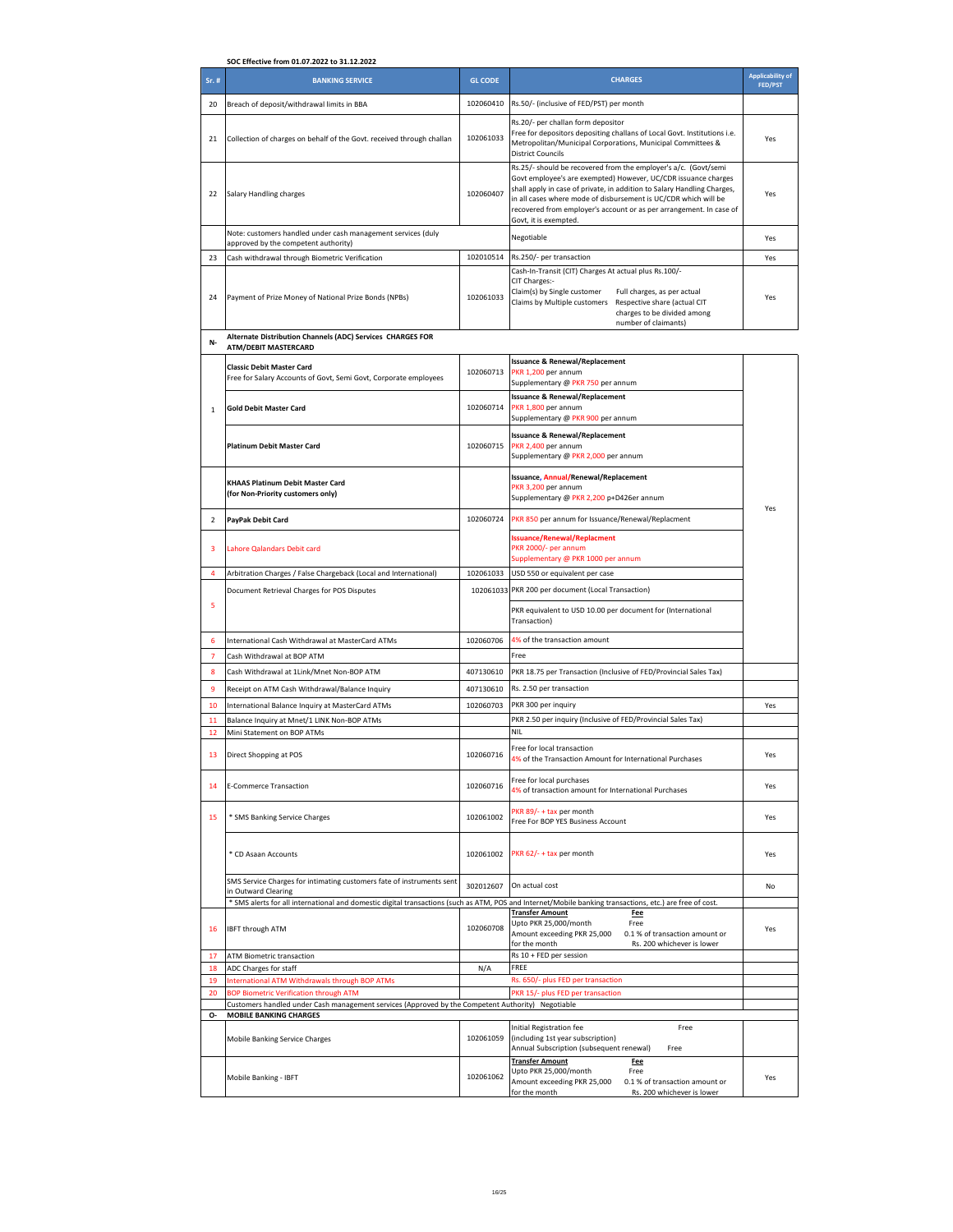**SOC Effective from 01.07.2022 to 31.12.2022**

| Sr. # | BANKING SERVICE | GL CODE | CHARGES | Applicability of FED/PST |
|---|---|---|---|---|
| 20 | Breach of deposit/withdrawal limits in BBA | 102060410 | Rs.50/- (inclusive of FED/PST) per month | |
| 21 | Collection of charges on behalf of the Govt. received through challan | 102061033 | Rs.20/- per challan form depositor<br>Free for depositors depositing challans of Local Govt. Institutions i.e. Metropolitan/Municipal Corporations, Municipal Committees & District Councils | Yes |
| 22 | Salary Handling charges | 102060407 | Rs.25/- should be recovered from the employer's a/c. (Govt/semi Govt employee's are exempted) However, UC/CDR issuance charges shall apply in case of private, in addition to Salary Handling Charges, in all cases where mode of disbursement is UC/CDR which will be recovered from employer's account or as per arrangement. In case of Govt, it is exempted. | Yes |
| | Note: customers handled under cash management services (duly approved by the competent authority) | | Negotiable | Yes |
| 23 | Cash withdrawal through Biometric Verification | 102010514 | Rs.250/- per transaction | Yes |
| 24 | Payment of Prize Money of National Prize Bonds (NPBs) | 102061033 | Cash-In-Transit (CIT) Charges At actual plus Rs.100/-<br>CIT Charges:-<br>Claim(s) by Single customer: Full charges, as per actual<br>Claims by Multiple customers: Respective share (actual CIT charges to be divided among number of claimants) | Yes |
| **N-** | **Alternate Distribution Channels (ADC) Services CHARGES FOR ATM/DEBIT MASTERCARD** | | | |
| 1 | **Classic Debit Master Card**<br>Free for Salary Accounts of Govt, Semi Govt, Corporate employees | 102060713 | **Issuance & Renewal/Replacement**<br>PKR 1,200 per annum<br>Supplementary @ PKR 750 per annum | Yes |
| | **Gold Debit Master Card** | 102060714 | **Issuance & Renewal/Replacement**<br>PKR 1,800 per annum<br>Supplementary @ PKR 900 per annum | |
| | **Platinum Debit Master Card** | 102060715 | **Issuance & Renewal/Replacement**<br>PKR 2,400 per annum<br>Supplementary @ PKR 2,000 per annum | |
| | **KHAAS Platinum Debit Master Card (for Non-Priority customers only)** | | **Issuance, Annual/Renewal/Replacement**<br>PKR 3,200 per annum<br>Supplementary @ PKR 2,200 p+D426er annum | |
| 2 | **PayPak Debit Card** | 102060724 | PKR 850 per annum for Issuance/Renewal/Replacment | |
| 3 | Lahore Qalandars Debit card | | **Issuance/Renewal/Replacment**<br>PKR 2000/- per annum<br>Supplementary @ PKR 1000 per annum | |
| 4 | Arbitration Charges / False Chargeback (Local and International) | 102061033 | USD 550 or equivalent per case | |
| 5 | Document Retrieval Charges for POS Disputes | 102061033 | PKR 200 per document (Local Transaction)<br>PKR equivalent to USD 10.00 per document for (International Transaction) | |
| 6 | International Cash Withdrawal at MasterCard ATMs | 102060706 | 4% of the transaction amount | |
| 7 | Cash Withdrawal at BOP ATM | | Free | |
| 8 | Cash Withdrawal at 1Link/Mnet Non-BOP ATM | 407130610 | PKR 18.75 per Transaction (Inclusive of FED/Provincial Sales Tax) | |
| 9 | Receipt on ATM Cash Withdrawal/Balance Inquiry | 407130610 | Rs. 2.50 per transaction | |
| 10 | International Balance Inquiry at MasterCard ATMs | 102060703 | PKR 300 per inquiry | Yes |
| 11 | Balance Inquiry at Mnet/1 LINK Non-BOP ATMs | | PKR 2.50 per inquiry (Inclusive of FED/Provincial Sales Tax) | |
| 12 | Mini Statement on BOP ATMs | | NIL | |
| 13 | Direct Shopping at POS | 102060716 | Free for local transaction<br>4% of the Transaction Amount for International Purchases | Yes |
| 14 | E-Commerce Transaction | 102060716 | Free for local purchases<br>4% of transaction amount for International Purchases | Yes |
| 15 | * SMS Banking Service Charges | 102061002 | PKR 89/- + tax per month<br>Free For BOP YES Business Account | Yes |
| | * CD Asaan Accounts | 102061002 | PKR 62/- + tax per month | Yes |
| | SMS Service Charges for intimating customers fate of instruments sent in Outward Clearing | 302012607 | On actual cost | No |
| | * SMS alerts for all international and domestic digital transactions (such as ATM, POS and Internet/Mobile banking transactions, etc.) are free of cost. | | | |
| 16 | IBFT through ATM | 102060708 | **Transfer Amount** / **Fee**<br>Upto PKR 25,000/month: Free<br>Amount exceeding PKR 25,000 for the month: 0.1 % of transaction amount or Rs. 200 whichever is lower | Yes |
| 17 | ATM Biometric transaction | | Rs 10 + FED per session | |
| 18 | ADC Charges for staff | N/A | FREE | |
| 19 | International ATM Withdrawals through BOP ATMs | | Rs. 650/- plus FED per transaction | |
| 20 | BOP Biometric Verification through ATM | | PKR 15/- plus FED per transaction | |
| | Customers handled under Cash management services (Approved by the Competent Authority) Negotiable | | | |
| **O-** | **MOBILE BANKING CHARGES** | | | |
| | Mobile Banking Service Charges | 102061059 | Initial Registration fee (including 1st year subscription): Free<br>Annual Subscription (subsequent renewal): Free | |
| | Mobile Banking - IBFT | 102061062 | **Transfer Amount** / **Fee**<br>Upto PKR 25,000/month: Free<br>Amount exceeding PKR 25,000 for the month: 0.1 % of transaction amount or Rs. 200 whichever is lower | Yes |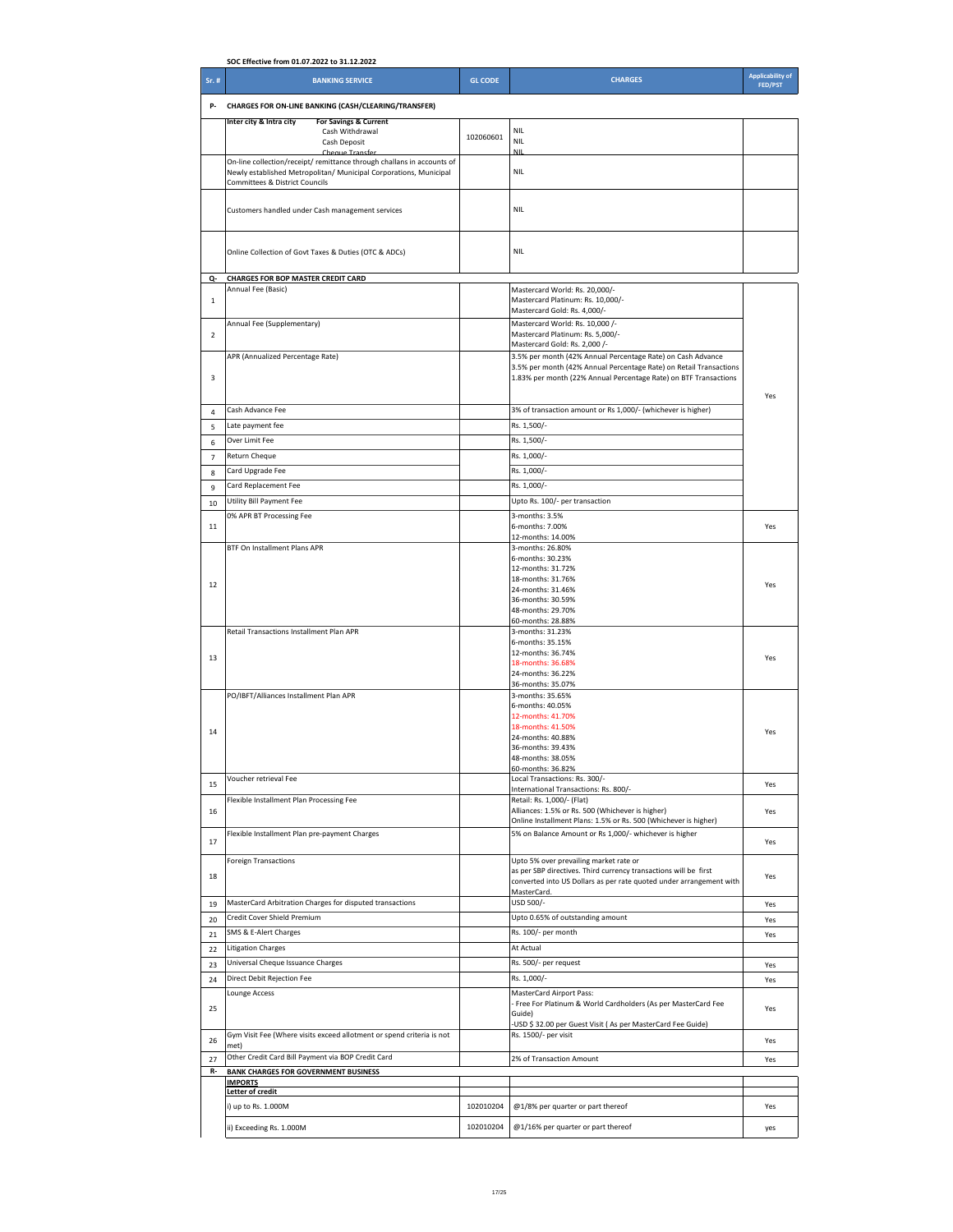**SOC Effective from 01.07.2022 to 31.12.2022**

| Sr. # | BANKING SERVICE | GL CODE | CHARGES | Applicability of FED/PST |
|---|---|---|---|---|
| P- | **CHARGES FOR ON-LINE BANKING (CASH/CLEARING/TRANSFER)** | | | |
| | **Inter city & Intra city** **For Savings & Current**<br>Cash Withdrawal<br>Cash Deposit<br>Cheque Transfer | 102060601 | NIL<br>NIL<br>NIL | |
| | On-line collection/receipt/ remittance through challans in accounts of Newly established Metropolitan/ Municipal Corporations, Municipal Committees & District Councils | | NIL | |
| | Customers handled under Cash management services | | NIL | |
| | Online Collection of Govt Taxes & Duties (OTC & ADCs) | | NIL | |
| Q- | **CHARGES FOR BOP MASTER CREDIT CARD** | | | |
| 1 | Annual Fee (Basic) | | Mastercard World: Rs. 20,000/-<br>Mastercard Platinum: Rs. 10,000/-<br>Mastercard Gold: Rs. 4,000/- | Yes |
| 2 | Annual Fee (Supplementary) | | Mastercard World: Rs. 10,000 /-<br>Mastercard Platinum: Rs. 5,000/-<br>Mastercard Gold: Rs. 2,000 /- | |
| 3 | APR (Annualized Percentage Rate) | | 3.5% per month (42% Annual Percentage Rate) on Cash Advance<br>3.5% per month (42% Annual Percentage Rate) on Retail Transactions<br>1.83% per month (22% Annual Percentage Rate) on BTF Transactions | |
| 4 | Cash Advance Fee | | 3% of transaction amount or Rs 1,000/- (whichever is higher) | |
| 5 | Late payment fee | | Rs. 1,500/- | |
| 6 | Over Limit Fee | | Rs. 1,500/- | |
| 7 | Return Cheque | | Rs. 1,000/- | |
| 8 | Card Upgrade Fee | | Rs. 1,000/- | |
| 9 | Card Replacement Fee | | Rs. 1,000/- | |
| 10 | Utility Bill Payment Fee | | Upto Rs. 100/- per transaction | |
| 11 | 0% APR BT Processing Fee | | 3-months: 3.5%<br>6-months: 7.00%<br>12-months: 14.00% | Yes |
| 12 | BTF On Installment Plans APR | | 3-months: 26.80%<br>6-months: 30.23%<br>12-months: 31.72%<br>18-months: 31.76%<br>24-months: 31.46%<br>36-months: 30.59%<br>48-months: 29.70%<br>60-months: 28.88% | Yes |
| 13 | Retail Transactions Installment Plan APR | | 3-months: 31.23%<br>6-months: 35.15%<br>12-months: 36.74%<br>18-months: 36.68%<br>24-months: 36.22%<br>36-months: 35.07% | Yes |
| 14 | PO/IBFT/Alliances Installment Plan APR | | 3-months: 35.65%<br>6-months: 40.05%<br>12-months: 41.70%<br>18-months: 41.50%<br>24-months: 40.88%<br>36-months: 39.43%<br>48-months: 38.05%<br>60-months: 36.82% | Yes |
| 15 | Voucher retrieval Fee | | Local Transactions: Rs. 300/-<br>International Transactions: Rs. 800/- | Yes |
| 16 | Flexible Installment Plan Processing Fee | | Retail: Rs. 1,000/- (Flat)<br>Alliances: 1.5% or Rs. 500 (Whichever is higher)<br>Online Installment Plans: 1.5% or Rs. 500 (Whichever is higher) | Yes |
| 17 | Flexible Installment Plan pre-payment Charges | | 5% on Balance Amount or Rs 1,000/- whichever is higher | Yes |
| 18 | Foreign Transactions | | Upto 5% over prevailing market rate or as per SBP directives. Third currency transactions will be first converted into US Dollars as per rate quoted under arrangement with MasterCard. | Yes |
| 19 | MasterCard Arbitration Charges for disputed transactions | | USD 500/- | Yes |
| 20 | Credit Cover Shield Premium | | Upto 0.65% of outstanding amount | Yes |
| 21 | SMS & E-Alert Charges | | Rs. 100/- per month | Yes |
| 22 | Litigation Charges | | At Actual | |
| 23 | Universal Cheque Issuance Charges | | Rs. 500/- per request | Yes |
| 24 | Direct Debit Rejection Fee | | Rs. 1,000/- | Yes |
| 25 | Lounge Access | | MasterCard Airport Pass:<br>- Free For Platinum & World Cardholders (As per MasterCard Fee Guide)<br>-USD $ 32.00 per Guest Visit ( As per MasterCard Fee Guide) | Yes |
| 26 | Gym Visit Fee (Where visits exceed allotment or spend criteria is not met) | | Rs. 1500/- per visit | Yes |
| 27 | Other Credit Card Bill Payment via BOP Credit Card | | 2% of Transaction Amount | Yes |
| R- | **BANK CHARGES FOR GOVERNMENT BUSINESS** | | | |
| | **IMPORTS** | | | |
| | **Letter of credit** | | | |
| | i) up to Rs. 1.000M | 102010204 | @1/8% per quarter or part thereof | Yes |
| | ii) Exceeding Rs. 1.000M | 102010204 | @1/16% per quarter or part thereof | yes |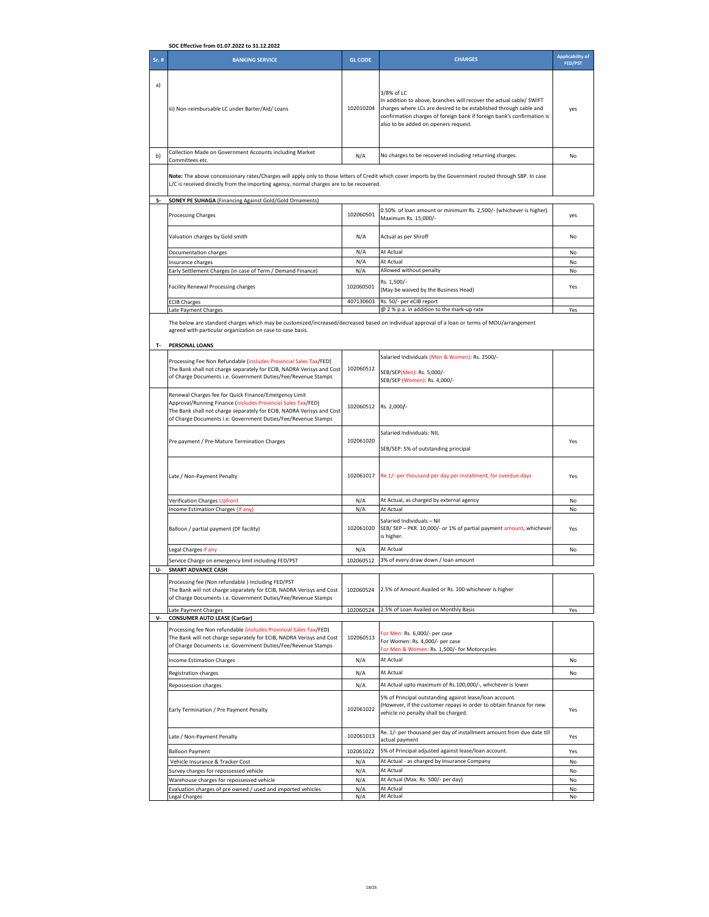**SOC Effective from 01.07.2022 to 31.12.2022**

| Sr. # | BANKING SERVICE | GL CODE | CHARGES | Applicability of FED/PST |
|---|---|---|---|---|
| a) | iii) Non-reimbursable LC under Barter/Aid/ Loans | 102010204 | 3/8% of LC<br>In addition to above, branches will recover the actual cable/ SWIFT charges where LCs are desired to be established through cable and confirmation charges of foreign bank if foreign bank's confirmation is also to be added on openers request. | yes |
| b) | Collection Made on Government Accounts including Market Committees etc. | N/A | No charges to be recovered including returning charges. | No |
| | **Note:** The above concessionary rates/Charges will apply only to those letters of Credit which cover imports by the Government routed through SBP. In case L/C is received directly from the importing agency, normal charges are to be recovered. | | | |
| **S-** | **SONEY PE SUHAGA** (Financing Against Gold/Gold Ornaments) | | | |
| | Processing Charges | 102060501 | 0.50% of loan amount or minimum Rs. 2,500/- (whichever is higher). Maximum Rs. 15,000/- | yes |
| | Valuation charges by Gold smith | N/A | Actual as per Shroff | No |
| | Documentation charges | N/A | At Actual | No |
| | Insurance charges | N/A | At Actual | No |
| | Early Settlement Charges (in case of Term / Demand Finance) | N/A | Allowed without penalty | No |
| | Facility Renewal Processing charges | 102060501 | Rs. 1,500/-<br>(May be waived by the Business Head) | Yes |
| | ECIB Charges | 407130603 | Rs. 50/- per eCIB report | |
| | Late Payment Charges | | @ 2 % p.a. in addition to the mark-up rate | Yes |
| | The below are standard charges which may be customized/increased/decreased based on individual approval of a loan or terms of MOU/arrangement agreed with particular organization on case to case basis. | | | |
| **T-** | **PERSONAL LOANS** | | | |
| | Processing Fee Non Refundable (includes Provincial Sales Tax/FED)<br>The Bank shall not charge separately for ECIB, NADRA Verisys and Cost of Charge Documents i.e. Government Duties/Fee/Revenue Stamps | 102060512 | Salaried Individuals (Men & Women): Rs. 2500/-<br>SEB/SEP(Men): Rs. 5,000/-<br>SEB/SEP (Women): Rs. 4,000/- | |
| | Renewal Charges fee for Quick Finance/Emergency Limit Approval/Running Finance (includes Provincial Sales Tax/FED)<br>The Bank shall not charge separately for ECIB, NADRA Verisys and Cost of Charge Documents i.e. Government Duties/Fee/Revenue Stamps | 102060512 | Rs. 2,000/- | |
| | Pre payment / Pre-Mature Termination Charges | 102061020 | Salaried Individuals: NIL<br>SEB/SEP: 5% of outstanding principal | Yes |
| | Late / Non-Payment Penalty | 102061017 | Re.1/- per thousand per day per installment, for overdue days | Yes |
| | Verification Charges Upfront | N/A | At Actual, as charged by external agency | No |
| | Income Estimation Charges (If any) | N/A | At Actual | No |
| | Balloon / partial payment (DF facility) | 102061020 | Salaried Individuals – Nil<br>SEB/ SEP – PKR. 10,000/- or 1% of partial payment amount, whichever is higher. | Yes |
| | Legal Charges if any | N/A | At Actual | No |
| | Service Charge on emergency limit including FED/PST | 102060512 | 3% of every draw down / loan amount | |
| **U-** | **SMART ADVANCE CASH** | | | |
| | Processing fee (Non refundable ) Including FED/PST<br>The Bank will not charge separately for ECIB, NADRA Verisys and Cost of Charge Documents i.e. Government Duties/Fee/Revenue Stamps | 102060524 | 2.5% of Amount Availed or Rs. 100 whichever is higher | |
| | Late Payment Charges | 102060524 | 2.5% of Loan Availed on Monthly Basis | Yes |
| **V-** | **CONSUMER AUTO LEASE (CarGar)** | | | |
| | Processing fee Non refundable (includes Provincial Sales Tax/FED)<br>The Bank will not charge separately for ECIB, NADRA Verisys and Cost of Charge Documents i.e. Government Duties/Fee/Revenue Stamps | 102060513 | For Men: Rs. 6,000/- per case<br>For Women: Rs. 4,000/- per case<br>For Men & Women: Rs. 1,500/- for Motorcycles | |
| | Income Estimation Charges | N/A | At Actual | No |
| | Registration charges | N/A | At Actual | No |
| | Repossession charges | N/A | At Actual upto maximum of Rs.100,000/-, whichever is lower | |
| | Early Termination / Pre Payment Penalty | 102061022 | 5% of Principal outstanding against lease/loan account.<br>(However, if the customer repays in order to obtain finance for new vehicle no penalty shall be charged. | Yes |
| | Late / Non-Payment Penalty | 102061013 | Re. 1/- per thousand per day of installment amount from due date till actual payment | Yes |
| | Balloon Payment | 102061022 | 5% of Principal adjusted against lease/loan account. | Yes |
| | Vehicle Insurance & Tracker Cost | N/A | At Actual - as charged by Insurance Company | No |
| | Survey charges for repossessed vehicle | N/A | At Actual | No |
| | Warehouse charges for repossessed vehicle | N/A | At Actual (Max. Rs. 500/- per day) | No |
| | Evaluation charges of pre owned / used and imported vehicles | N/A | At Actual | No |
| | Legal Charges | N/A | At Actual | No |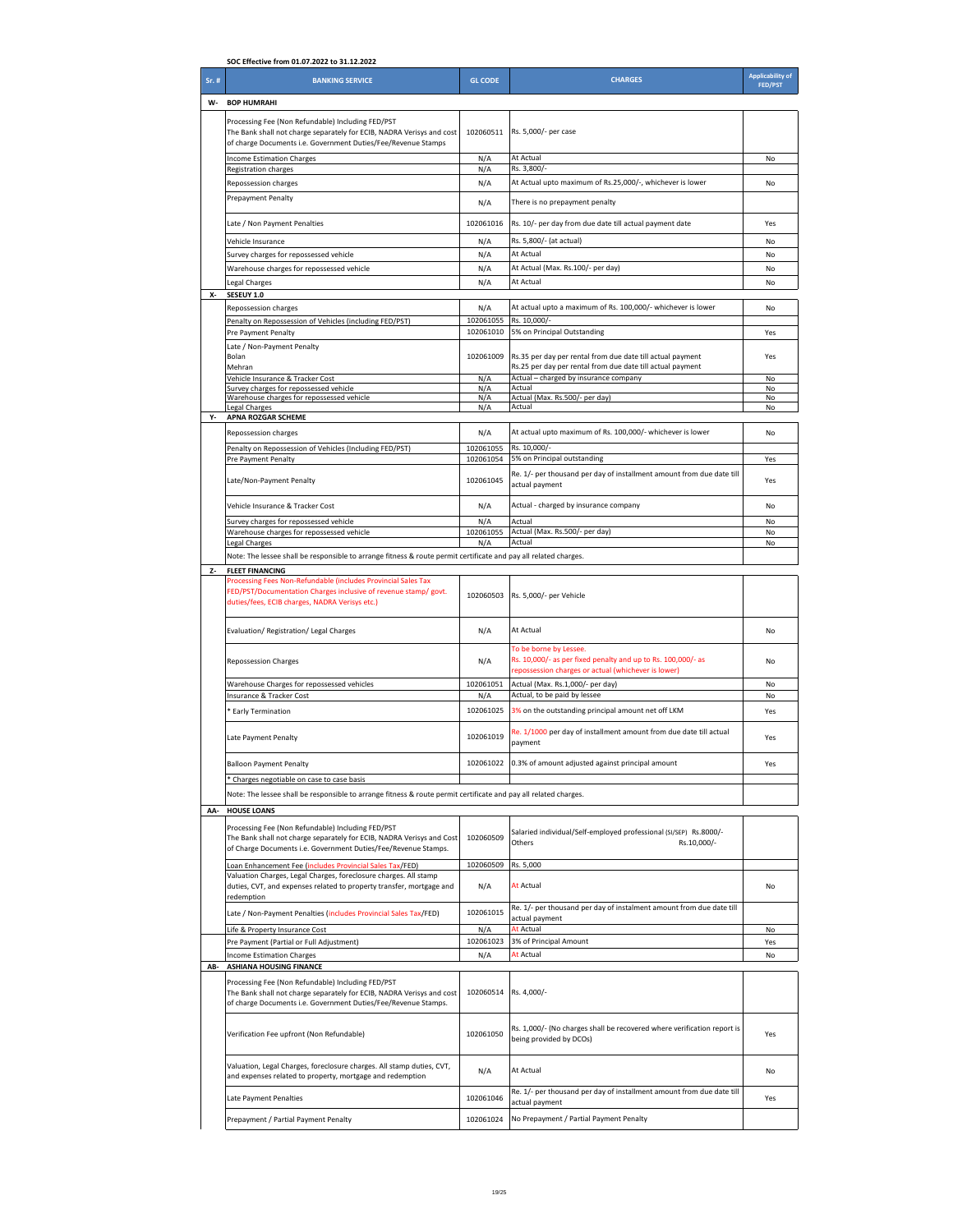SOC Effective from 01.07.2022 to 31.12.2022

| Sr. # | BANKING SERVICE | GL CODE | CHARGES | Applicability of FED/PST |
|---|---|---|---|---|
| W- | **BOP HUMRAHI** | | | |
| | Processing Fee (Non Refundable) Including FED/PST The Bank shall not charge separately for ECIB, NADRA Verisys and cost of charge Documents i.e. Government Duties/Fee/Revenue Stamps | 102060511 | Rs. 5,000/- per case | |
| | Income Estimation Charges | N/A | At Actual | No |
| | Registration charges | N/A | Rs. 3,800/- | |
| | Repossession charges | N/A | At Actual upto maximum of Rs.25,000/-, whichever is lower | No |
| | Prepayment Penalty | N/A | There is no prepayment penalty | |
| | Late / Non Payment Penalties | 102061016 | Rs. 10/- per day from due date till actual payment date | Yes |
| | Vehicle Insurance | N/A | Rs. 5,800/- (at actual) | No |
| | Survey charges for repossessed vehicle | N/A | At Actual | No |
| | Warehouse charges for repossessed vehicle | N/A | At Actual (Max. Rs.100/- per day) | No |
| | Legal Charges | N/A | At Actual | No |
| X- | **SESEUY 1.0** | | | |
| | Repossession charges | N/A | At actual upto a maximum of Rs. 100,000/- whichever is lower | No |
| | Penalty on Repossession of Vehicles (including FED/PST) | 102061055 | Rs. 10,000/- | |
| | Pre Payment Penalty | 102061010 | 5% on Principal Outstanding | Yes |
| | Late / Non-Payment Penalty Bolan Mehran | 102061009 | Rs.35 per day per rental from due date till actual payment Rs.25 per day per rental from due date till actual payment | Yes |
| | Vehicle Insurance & Tracker Cost | N/A | Actual – charged by insurance company | No |
| | Survey charges for repossessed vehicle | N/A | Actual | No |
| | Warehouse charges for repossessed vehicle | N/A | Actual (Max. Rs.500/- per day) | No |
| | Legal Charges | N/A | Actual | No |
| Y- | **APNA ROZGAR SCHEME** | | | |
| | Repossession charges | N/A | At actual upto maximum of Rs. 100,000/- whichever is lower | No |
| | Penalty on Repossession of Vehicles (Including FED/PST) | 102061055 | Rs. 10,000/- | |
| | Pre Payment Penalty | 102061054 | 5% on Principal outstanding | Yes |
| | Late/Non-Payment Penalty | 102061045 | Re. 1/- per thousand per day of installment amount from due date till actual payment | Yes |
| | Vehicle Insurance & Tracker Cost | N/A | Actual - charged by insurance company | No |
| | Survey charges for repossessed vehicle | N/A | Actual | No |
| | Warehouse charges for repossessed vehicle | 102061055 | Actual (Max. Rs.500/- per day) | No |
| | Legal Charges | N/A | Actual | No |
| | Note: The lessee shall be responsible to arrange fitness & route permit certificate and pay all related charges. | | | |
| Z- | **FLEET FINANCING** | | | |
| | Processing Fees Non-Refundable (includes Provincial Sales Tax FED/PST/Documentation Charges inclusive of revenue stamp/ govt. duties/fees, ECIB charges, NADRA Verisys etc.) | 102060503 | Rs. 5,000/- per Vehicle | |
| | Evaluation/ Registration/ Legal Charges | N/A | At Actual | No |
| | Repossession Charges | N/A | To be borne by Lessee. Rs. 10,000/- as per fixed penalty and up to Rs. 100,000/- as repossession charges or actual (whichever is lower) | No |
| | Warehouse Charges for repossessed vehicles | 102061051 | Actual (Max. Rs.1,000/- per day) | No |
| | Insurance & Tracker Cost | N/A | Actual, to be paid by lessee | No |
| | * Early Termination | 102061025 | 3% on the outstanding principal amount net off LKM | Yes |
| | Late Payment Penalty | 102061019 | Re. 1/1000 per day of installment amount from due date till actual payment | Yes |
| | Balloon Payment Penalty | 102061022 | 0.3% of amount adjusted against principal amount | Yes |
| | * Charges negotiable on case to case basis | | | |
| | Note: The lessee shall be responsible to arrange fitness & route permit certificate and pay all related charges. | | | |
| AA- | **HOUSE LOANS** | | | |
| | Processing Fee (Non Refundable) Including FED/PST The Bank shall not charge separately for ECIB, NADRA Verisys and cost of Charge Documents i.e. Government Duties/Fee/Revenue Stamps. | 102060509 | Salaried individual/Self-employed professional (SI/SEP) Rs.8000/- Others Rs.10,000/- | |
| | Loan Enhancement Fee (includes Provincial Sales Tax/FED) | 102060509 | Rs. 5,000 | |
| | Valuation Charges, Legal Charges, foreclosure charges. All stamp duties, CVT, and expenses related to property transfer, mortgage and redemption | N/A | At Actual | No |
| | Late / Non-Payment Penalties (includes Provincial Sales Tax/FED) | 102061015 | Re. 1/- per thousand per day of instalment amount from due date till actual payment | |
| | Life & Property Insurance Cost | N/A | At Actual | No |
| | Pre Payment (Partial or Full Adjustment) | 102061023 | 3% of Principal Amount | Yes |
| | Income Estimation Charges | N/A | At Actual | No |
| AB- | **ASHIANA HOUSING FINANCE** | | | |
| | Processing Fee (Non Refundable) Including FED/PST The Bank shall not charge separately for ECIB, NADRA Verisys and cost of charge Documents i.e. Government Duties/Fee/Revenue Stamps. | 102060514 | Rs. 4,000/- | |
| | Verification Fee upfront (Non Refundable) | 102061050 | Rs. 1,000/- (No charges shall be recovered where verification report is being provided by DCOs) | Yes |
| | Valuation, Legal Charges, foreclosure charges. All stamp duties, CVT, and expenses related to property, mortgage and redemption | N/A | At Actual | No |
| | Late Payment Penalties | 102061046 | Re. 1/- per thousand per day of installment amount from due date till actual payment | Yes |
| | Prepayment / Partial Payment Penalty | 102061024 | No Prepayment / Partial Payment Penalty | |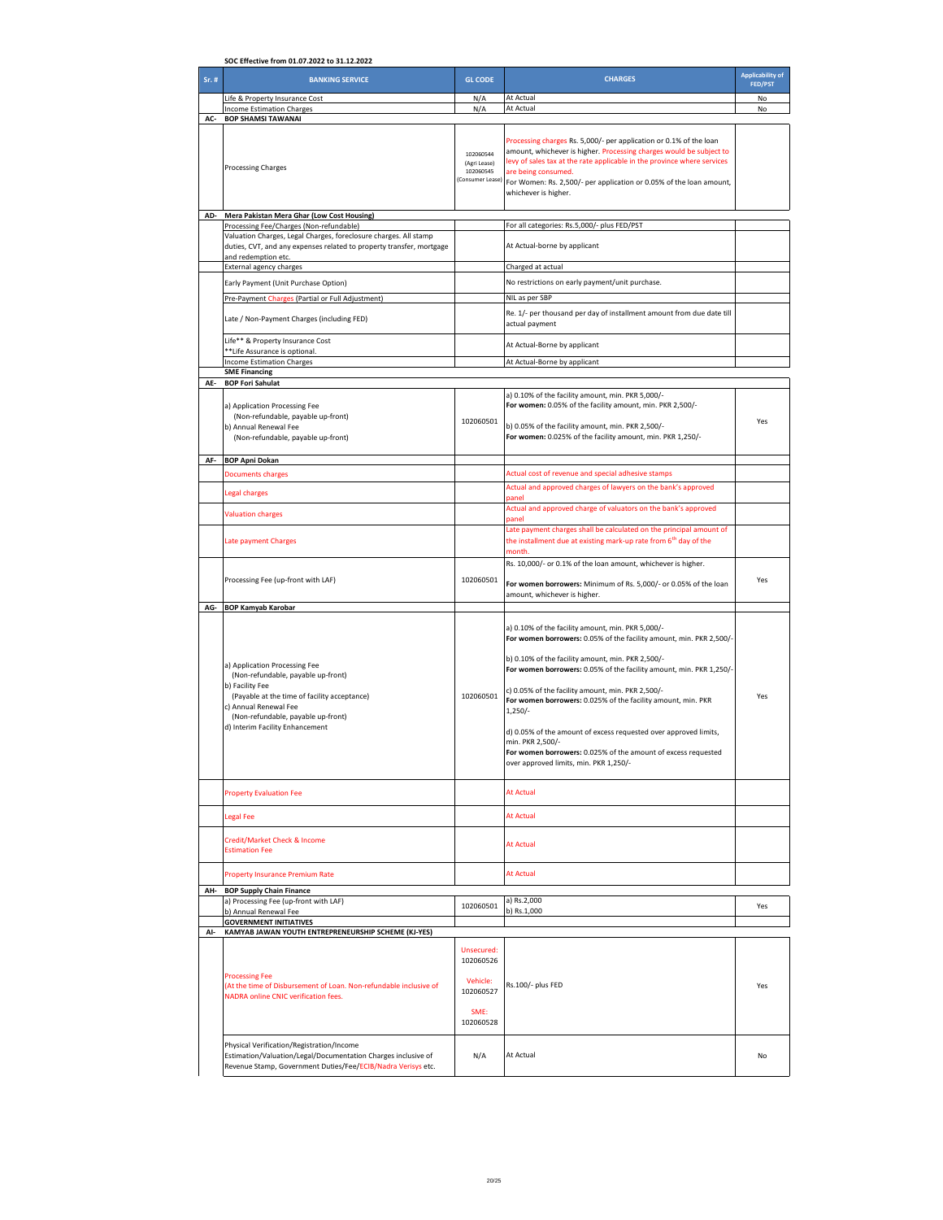SOC Effective from 01.07.2022 to 31.12.2022

| Sr. # | BANKING SERVICE | GL CODE | CHARGES | Applicability of FED/PST |
|---|---|---|---|---|
| | Life & Property Insurance Cost | N/A | At Actual | No |
| | Income Estimation Charges | N/A | At Actual | No |
| AC- | **BOP SHAMSI TAWANAI** | | | |
| | Processing Charges | 102060544 (Agri Lease) 102060545 (Consumer Lease) | Processing charges Rs. 5,000/- per application or 0.1% of the loan amount, whichever is higher. Processing charges would be subject to levy of sales tax at the rate applicable in the province where services are being consumed.<br>For Women: Rs. 2,500/- per application or 0.05% of the loan amount, whichever is higher. | |
| AD- | **Mera Pakistan Mera Ghar (Low Cost Housing)** | | | |
| | Processing Fee/Charges (Non-refundable) | | For all categories: Rs.5,000/- plus FED/PST | |
| | Valuation Charges, Legal Charges, foreclosure charges. All stamp duties, CVT, and any expenses related to property transfer, mortgage and redemption etc. | | At Actual-borne by applicant | |
| | External agency charges | | Charged at actual | |
| | Early Payment (Unit Purchase Option) | | No restrictions on early payment/unit purchase. | |
| | Pre-Payment Charges (Partial or Full Adjustment) | | NIL as per SBP | |
| | Late / Non-Payment Charges (including FED) | | Re. 1/- per thousand per day of installment amount from due date till actual payment | |
| | Life** & Property Insurance Cost<br>**Life Assurance is optional. | | At Actual-Borne by applicant | |
| | Income Estimation Charges | | At Actual-Borne by applicant | |
| | **SME Financing** | | | |
| AE- | **BOP Fori Sahulat** | | | |
| | a) Application Processing Fee (Non-refundable, payable up-front)<br>b) Annual Renewal Fee (Non-refundable, payable up-front) | 102060501 | a) 0.10% of the facility amount, min. PKR 5,000/-<br>**For women:** 0.05% of the facility amount, min. PKR 2,500/-<br>b) 0.05% of the facility amount, min. PKR 2,500/-<br>**For women:** 0.025% of the facility amount, min. PKR 1,250/- | Yes |
| AF- | **BOP Apni Dokan** | | | |
| | Documents charges | | Actual cost of revenue and special adhesive stamps | |
| | Legal charges | | Actual and approved charges of lawyers on the bank's approved panel | |
| | Valuation charges | | Actual and approved charge of valuators on the bank's approved panel | |
| | Late payment Charges | | Late payment charges shall be calculated on the principal amount of the installment due at existing mark-up rate from 6th day of the month. | |
| | Processing Fee (up-front with LAF) | 102060501 | Rs. 10,000/- or 0.1% of the loan amount, whichever is higher.<br>**For women borrowers:** Minimum of Rs. 5,000/- or 0.05% of the loan amount, whichever is higher. | Yes |
| AG- | **BOP Kamyab Karobar** | | | |
| | a) Application Processing Fee (Non-refundable, payable up-front)<br>b) Facility Fee (Payable at the time of facility acceptance)<br>c) Annual Renewal Fee (Non-refundable, payable up-front)<br>d) Interim Facility Enhancement | 102060501 | a) 0.10% of the facility amount, min. PKR 5,000/-<br>**For women borrowers:** 0.05% of the facility amount, min. PKR 2,500/-<br>b) 0.10% of the facility amount, min. PKR 2,500/-<br>**For women borrowers:** 0.05% of the facility amount, min. PKR 1,250/-<br>c) 0.05% of the facility amount, min. PKR 2,500/-<br>**For women borrowers:** 0.025% of the facility amount, min. PKR 1,250/-<br>d) 0.05% of the amount of excess requested over approved limits, min. PKR 2,500/-<br>**For women borrowers:** 0.025% of the amount of excess requested over approved limits, min. PKR 1,250/- | Yes |
| | Property Evaluation Fee | | At Actual | |
| | Legal Fee | | At Actual | |
| | Credit/Market Check & Income Estimation Fee | | At Actual | |
| | Property Insurance Premium Rate | | At Actual | |
| AH- | **BOP Supply Chain Finance** | | | |
| | a) Processing Fee (up-front with LAF)<br>b) Annual Renewal Fee | 102060501 | a) Rs.2,000<br>b) Rs.1,000 | Yes |
| | **GOVERNMENT INITIATIVES** | | | |
| AI- | **KAMYAB JAWAN YOUTH ENTREPRENEURSHIP SCHEME (KJ-YES)** | | | |
| | Processing Fee<br>(At the time of Disbursement of Loan. Non-refundable inclusive of NADRA online CNIC verification fees. | Unsecured: 102060526<br>Vehicle: 102060527<br>SME: 102060528 | Rs.100/- plus FED | Yes |
| | Physical Verification/Registration/Income Estimation/Valuation/Legal/Documentation Charges inclusive of Revenue Stamp, Government Duties/Fee/ECIB/Nadra Verisys etc. | N/A | At Actual | No |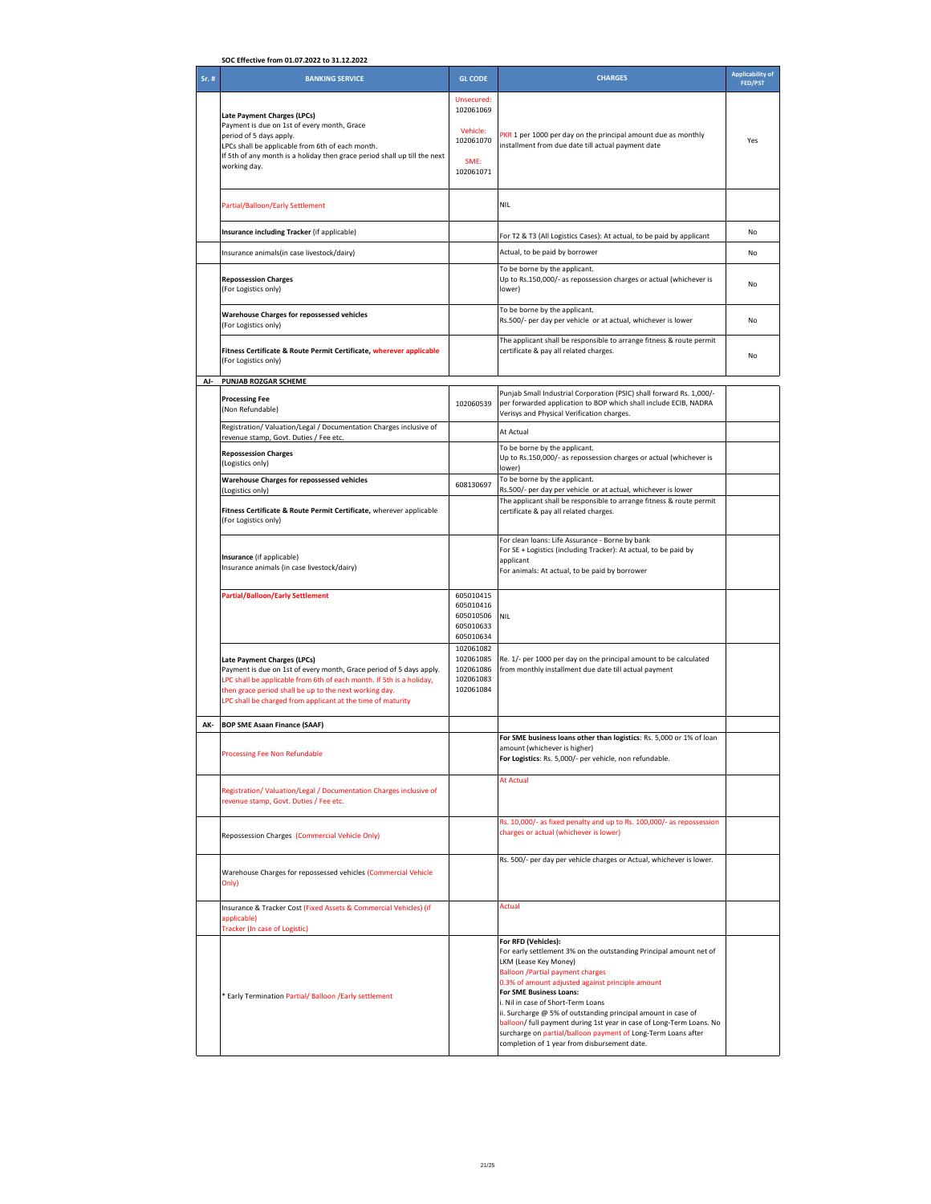SOC Effective from 01.07.2022 to 31.12.2022

| Sr. # | BANKING SERVICE | GL CODE | CHARGES | Applicability of FED/PST |
|---|---|---|---|---|
| | **Late Payment Charges (LPCs)**<br>Payment is due on 1st of every month, Grace period of 5 days apply.<br>LPCs shall be applicable from 6th of each month.<br>If 5th of any month is a holiday then grace period shall up till the next working day. | Unsecured: 102061069<br>Vehicle: 102061070<br>SME: 102061071 | PKR 1 per 1000 per day on the principal amount due as monthly installment from due date till actual payment date | Yes |
| | Partial/Balloon/Early Settlement | | NIL | |
| | **Insurance including Tracker** (if applicable) | | For T2 & T3 (All Logistics Cases): At actual, to be paid by applicant | No |
| | Insurance animals(in case livestock/dairy) | | Actual, to be paid by borrower | No |
| | **Repossession Charges**<br>(For Logistics only) | | To be borne by the applicant.<br>Up to Rs.150,000/- as repossession charges or actual (whichever is lower) | No |
| | **Warehouse Charges for repossessed vehicles**<br>(For Logistics only) | | To be borne by the applicant.<br>Rs.500/- per day per vehicle or at actual, whichever is lower | No |
| | **Fitness Certificate & Route Permit Certificate, wherever applicable**<br>(For Logistics only) | | The applicant shall be responsible to arrange fitness & route permit certificate & pay all related charges. | No |
| **AJ-** | **PUNJAB ROZGAR SCHEME** | | | |
| | **Processing Fee**<br>(Non Refundable) | 102060539 | Punjab Small Industrial Corporation (PSIC) shall forward Rs. 1,000/- per forwarded application to BOP which shall include ECIB, NADRA Verisys and Physical Verification charges. | |
| | Registration/ Valuation/Legal / Documentation Charges inclusive of revenue stamp, Govt. Duties / Fee etc. | | At Actual | |
| | **Repossession Charges**<br>(Logistics only) | | To be borne by the applicant.<br>Up to Rs.150,000/- as repossession charges or actual (whichever is lower) | |
| | **Warehouse Charges for repossessed vehicles**<br>(Logistics only) | 608130697 | To be borne by the applicant.<br>Rs.500/- per day per vehicle or at actual, whichever is lower | |
| | **Fitness Certificate & Route Permit Certificate,** wherever applicable<br>(For Logistics only) | | The applicant shall be responsible to arrange fitness & route permit certificate & pay all related charges. | |
| | **Insurance** (if applicable)<br>Insurance animals (in case livestock/dairy) | | For clean loans: Life Assurance - Borne by bank<br>For SE + Logistics (including Tracker): At actual, to be paid by applicant<br>For animals: At actual, to be paid by borrower | |
| | **Partial/Balloon/Early Settlement** | 605010415<br>605010416<br>605010506<br>605010633<br>605010634 | NIL | |
| | **Late Payment Charges (LPCs)**<br>Payment is due on 1st of every month, Grace period of 5 days apply.<br>LPC shall be applicable from 6th of each month. If 5th is a holiday, then grace period shall be up to the next working day.<br>LPC shall be charged from applicant at the time of maturity | 102061082<br>102061085<br>102061086<br>102061083<br>102061084 | Re. 1/- per 1000 per day on the principal amount to be calculated from monthly installment due date till actual payment | |
| **AK-** | **BOP SME Asaan Finance (SAAF)** | | | |
| | Processing Fee Non Refundable | | **For SME business loans other than logistics**: Rs. 5,000 or 1% of loan amount (whichever is higher)<br>**For Logistics**: Rs. 5,000/- per vehicle, non refundable. | |
| | Registration/ Valuation/Legal / Documentation Charges inclusive of revenue stamp, Govt. Duties / Fee etc. | | At Actual | |
| | Repossession Charges (Commercial Vehicle Only) | | Rs. 10,000/- as fixed penalty and up to Rs. 100,000/- as repossession charges or actual (whichever is lower) | |
| | Warehouse Charges for repossessed vehicles (Commercial Vehicle Only) | | Rs. 500/- per day per vehicle charges or Actual, whichever is lower. | |
| | Insurance & Tracker Cost (Fixed Assets & Commercial Vehicles) (if applicable)<br>Tracker (In case of Logistic) | | Actual | |
| | * Early Termination Partial/ Balloon /Early settlement | | **For RFD (Vehicles):**<br>For early settlement 3% on the outstanding Principal amount net of LKM (Lease Key Money)<br>Balloon /Partial payment charges<br>0.3% of amount adjusted against principle amount<br>**For SME Business Loans:**<br>i. Nil in case of Short-Term Loans<br>ii. Surcharge @ 5% of outstanding principal amount in case of balloon/ full payment during 1st year in case of Long-Term Loans. No surcharge on partial/balloon payment of Long-Term Loans after completion of 1 year from disbursement date. | |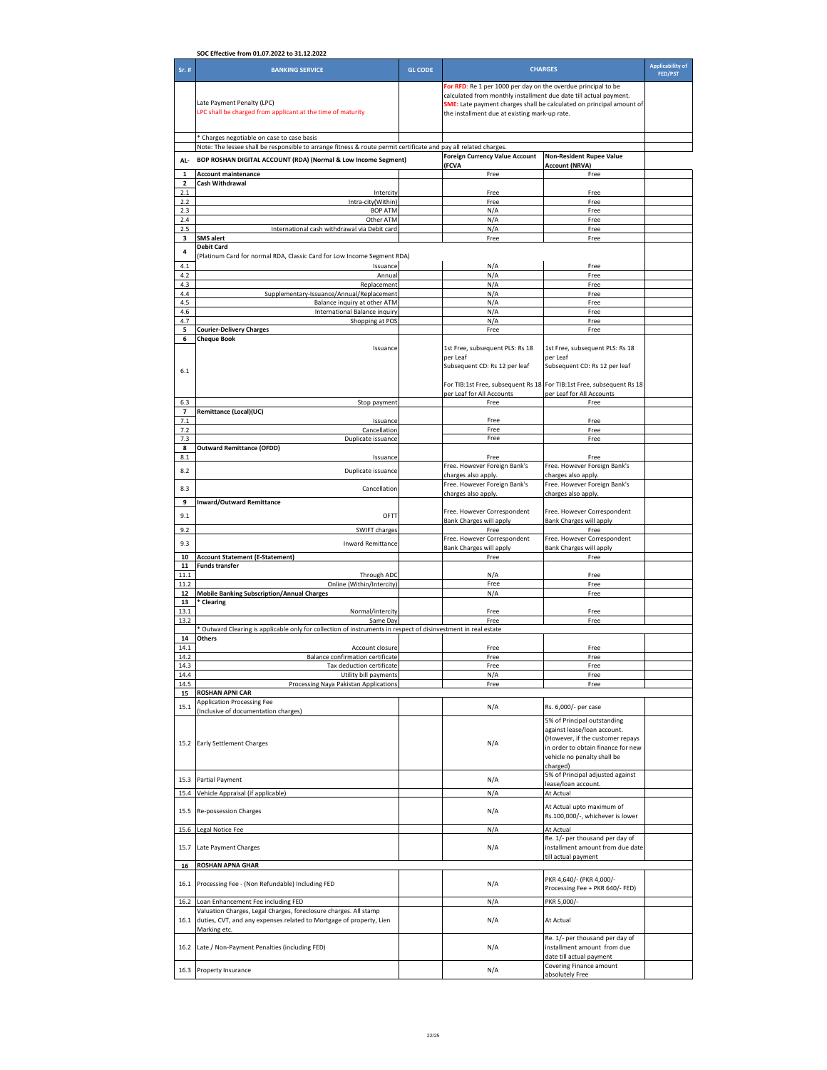**SOC Effective from 01.07.2022 to 31.12.2022**

| Sr. # | BANKING SERVICE | GL CODE | CHARGES | | Applicability of FED/PST |
|---|---|---|---|---|---|
| | Late Payment Penalty (LPC)<br>LPC shall be charged from applicant at the time of maturity | | For RFD: Re 1 per 1000 per day on the overdue principal to be calculated from monthly installment due date till actual payment.<br>SME: Late payment charges shall be calculated on principal amount of the installment due at existing mark-up rate. | | |
| | * Charges negotiable on case to case basis | | | | |
| | Note: The lessee shall be responsible to arrange fitness & route permit certificate and pay all related charges. | | | | |
| AL- | BOP ROSHAN DIGITAL ACCOUNT (RDA) (Normal & Low Income Segment) | | Foreign Currency Value Account (FCVA | Non-Resident Rupee Value Account (NRVA) | |
| 1 | Account maintenance | | Free | Free | |
| 2 | Cash Withdrawal | | | | |
| 2.1 | Intercity | | Free | Free | |
| 2.2 | Intra-city(Within) | | Free | Free | |
| 2.3 | BOP ATM | | N/A | Free | |
| 2.4 | Other ATM | | N/A | Free | |
| 2.5 | International cash withdrawal via Debit card | | N/A | Free | |
| 3 | SMS alert | | Free | Free | |
| 4 | Debit Card<br>(Platinum Card for normal RDA, Classic Card for Low Income Segment RDA) | | | | |
| 4.1 | Issuance | | N/A | Free | |
| 4.2 | Annual | | N/A | Free | |
| 4.3 | Replacement | | N/A | Free | |
| 4.4 | Supplementary-Issuance/Annual/Replacement | | N/A | Free | |
| 4.5 | Balance inquiry at other ATM | | N/A | Free | |
| 4.6 | International Balance inquiry | | N/A | Free | |
| 4.7 | Shopping at POS | | N/A | Free | |
| 5 | Courier-Delivery Charges | | Free | Free | |
| 6 | Cheque Book | | | | |
| 6.1 | Issuance | | 1st Free, subsequent PLS: Rs 18 per Leaf<br>Subsequent CD: Rs 12 per leaf<br><br>For TIB:1st Free, subsequent Rs 18 per Leaf for All Accounts | 1st Free, subsequent PLS: Rs 18 per Leaf<br>Subsequent CD: Rs 12 per leaf<br><br>For TIB:1st Free, subsequent Rs 18 per Leaf for All Accounts | |
| 6.3 | Stop payment | | Free | Free | |
| 7 | Remittance (Local)(UC) | | | | |
| 7.1 | Issuance | | Free | Free | |
| 7.2 | Cancellation | | Free | Free | |
| 7.3 | Duplicate issuance | | Free | Free | |
| 8 | Outward Remittance (OFDD) | | | | |
| 8.1 | Issuance | | Free | Free | |
| 8.2 | Duplicate issuance | | Free. However Foreign Bank's charges also apply. | Free. However Foreign Bank's charges also apply. | |
| 8.3 | Cancellation | | Free. However Foreign Bank's charges also apply. | Free. However Foreign Bank's charges also apply. | |
| 9 | Inward/Outward Remittance | | | | |
| 9.1 | OFTT | | Free. However Correspondent Bank Charges will apply | Free. However Correspondent Bank Charges will apply | |
| 9.2 | SWIFT charges | | Free | Free | |
| 9.3 | Inward Remittance | | Free. However Correspondent Bank Charges will apply | Free. However Correspondent Bank Charges will apply | |
| 10 | Account Statement (E-Statement) | | Free | Free | |
| 11 | Funds transfer | | | | |
| 11.1 | Through ADC | | N/A | Free | |
| 11.2 | Online (Within/Intercity) | | Free | Free | |
| 12 | Mobile Banking Subscription/Annual Charges | | N/A | Free | |
| 13 | * Clearing | | | | |
| 13.1 | Normal/intercity | | Free | Free | |
| 13.2 | Same Day | | Free | Free | |
| | * Outward Clearing is applicable only for collection of instruments in respect of disinvestment in real estate | | | | |
| 14 | Others | | | | |
| 14.1 | Account closure | | Free | Free | |
| 14.2 | Balance confirmation certificate | | Free | Free | |
| 14.3 | Tax deduction certificate | | Free | Free | |
| 14.4 | Utility bill payments | | N/A | Free | |
| 14.5 | Processing Naya Pakistan Applications | | Free | Free | |
| 15 | ROSHAN APNI CAR | | | | |
| 15.1 | Application Processing Fee<br>(Inclusive of documentation charges) | | N/A | Rs. 6,000/- per case | |
| 15.2 | Early Settlement Charges | | N/A | 5% of Principal outstanding against lease/loan account.<br>(However, if the customer repays in order to obtain finance for new vehicle no penalty shall be charged) | |
| 15.3 | Partial Payment | | N/A | 5% of Principal adjusted against lease/loan account. | |
| 15.4 | Vehicle Appraisal (if applicable) | | N/A | At Actual | |
| 15.5 | Re-possession Charges | | N/A | At Actual upto maximum of Rs.100,000/-, whichever is lower | |
| 15.6 | Legal Notice Fee | | N/A | At Actual | |
| 15.7 | Late Payment Charges | | N/A | Re. 1/- per thousand per day of installment amount from due date till actual payment | |
| 16 | ROSHAN APNA GHAR | | | | |
| 16.1 | Processing Fee - (Non Refundable) Including FED | | N/A | PKR 4,640/- (PKR 4,000/- Processing Fee + PKR 640/- FED) | |
| 16.2 | Loan Enhancement Fee including FED | | N/A | PKR 5,000/- | |
| 16.1 | Valuation Charges, Legal Charges, foreclosure charges. All stamp duties, CVT, and any expenses related to Mortgage of property, Lien Marking etc. | | N/A | At Actual | |
| 16.2 | Late / Non-Payment Penalties (including FED) | | N/A | Re. 1/- per thousand per day of installment amount from due date till actual payment | |
| 16.3 | Property Insurance | | N/A | Covering Finance amount absolutely Free | |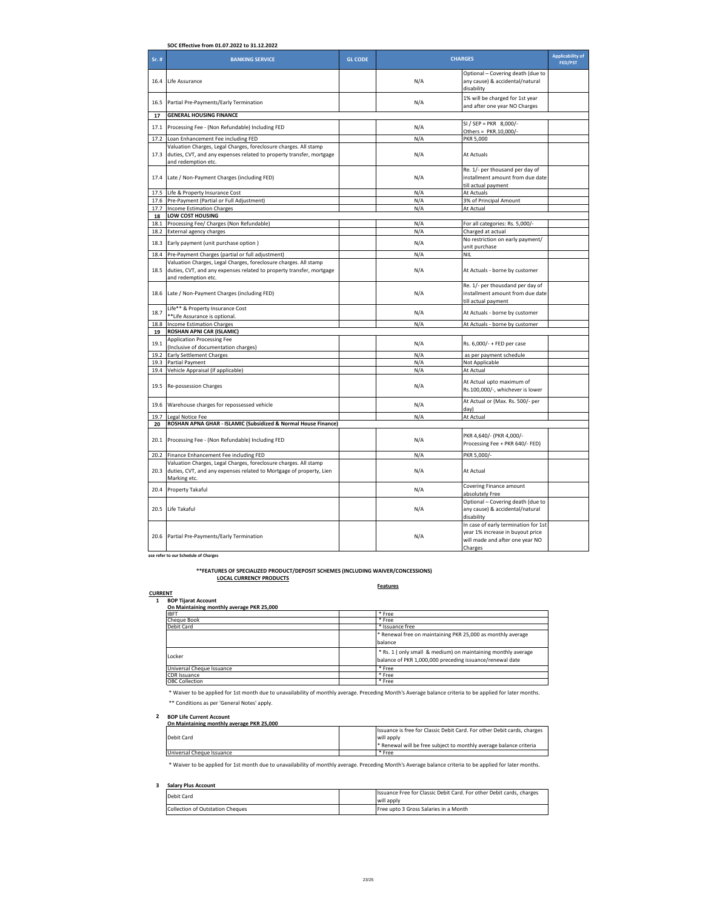**SOC Effective from 01.07.2022 to 31.12.2022**

| Sr. # | BANKING SERVICE | GL CODE | CHARGES | | Applicability of FED/PST |
|---|---|---|---|---|---|
| 16.4 | Life Assurance | | N/A | Optional – Covering death (due to any cause) & accidental/natural disability | |
| 16.5 | Partial Pre-Payments/Early Termination | | N/A | 1% will be charged for 1st year and after one year NO Charges | |
| **17** | **GENERAL HOUSING FINANCE** | | | | |
| 17.1 | Processing Fee - (Non Refundable) Including FED | | N/A | SI / SEP = PKR 8,000/- Others = PKR.10,000/- | |
| 17.2 | Loan Enhancement Fee including FED | | N/A | PKR 5,000 | |
| 17.3 | Valuation Charges, Legal Charges, foreclosure charges. All stamp duties, CVT, and any expenses related to property transfer, mortgage and redemption etc. | | N/A | At Actuals | |
| 17.4 | Late / Non-Payment Charges (including FED) | | N/A | Re. 1/- per thousand per day of installment amount from due date till actual payment | |
| 17.5 | Life & Property Insurance Cost | | N/A | At Actuals | |
| 17.6 | Pre-Payment (Partial or Full Adjustment) | | N/A | 3% of Principal Amount | |
| 17.7 | Income Estimation Charges | | N/A | At Actual | |
| **18** | **LOW COST HOUSING** | | | | |
| 18.1 | Processing Fee/ Charges (Non Refundable) | | N/A | For all categories: Rs. 5,000/- | |
| 18.2 | External agency charges | | N/A | Charged at actual | |
| 18.3 | Early payment (unit purchase option ) | | N/A | No restriction on early payment/ unit purchase | |
| 18.4 | Pre-Payment Charges (partial or full adjustment) | | N/A | NIL | |
| 18.5 | Valuation Charges, Legal Charges, foreclosure charges. All stamp duties, CVT, and any expenses related to property transfer, mortgage and redemption etc. | | N/A | At Actuals - borne by customer | |
| 18.6 | Late / Non-Payment Charges (including FED) | | N/A | Re. 1/- per thousdand per day of installment amount from due date till actual payment | |
| 18.7 | Life** & Property Insurance Cost **Life Assurance is optional. | | N/A | At Actuals - borne by customer | |
| 18.8 | Income Estimation Charges | | N/A | At Actuals - borne by customer | |
| **19** | **ROSHAN APNI CAR (ISLAMIC)** | | | | |
| 19.1 | Application Processing Fee (Inclusive of documentation charges) | | N/A | Rs. 6,000/- + FED per case | |
| 19.2 | Early Settlement Charges | | N/A | as per payment schedule | |
| 19.3 | Partial Payment | | N/A | Not Applicable | |
| 19.4 | Vehicle Appraisal (if applicable) | | N/A | At Actual | |
| 19.5 | Re-possession Charges | | N/A | At Actual upto maximum of Rs.100,000/-, whichever is lower | |
| 19.6 | Warehouse charges for repossessed vehicle | | N/A | At Actual or (Max. Rs. 500/- per day) | |
| 19.7 | Legal Notice Fee | | N/A | At Actual | |
| **20** | **ROSHAN APNA GHAR - ISLAMIC (Subsidized & Normal House Finance)** | | | | |
| 20.1 | Processing Fee - (Non Refundable) Including FED | | N/A | PKR 4,640/- (PKR 4,000/- Processing Fee + PKR 640/- FED) | |
| 20.2 | Finance Enhancement Fee including FED | | N/A | PKR 5,000/- | |
| 20.3 | Valuation Charges, Legal Charges, foreclosure charges. All stamp duties, CVT, and any expenses related to Mortgage of property, Lien Marking etc. | | N/A | At Actual | |
| 20.4 | Property Takaful | | N/A | Covering Finance amount absolutely Free | |
| 20.5 | Life Takaful | | N/A | Optional – Covering death (due to any cause) & accidental/natural disability | |
| 20.6 | Partial Pre-Payments/Early Termination | | N/A | In case of early termination for 1st year 1% increase in buyout price will made and after one year NO Charges | |

ase refer to our Schedule of Charges

**\*\*FEATURES OF SPECIALIZED PRODUCT/DEPOSIT SCHEMES (INCLUDING WAIVER/CONCESSIONS)**

**LOCAL CURRENCY PRODUCTS**

**Features**

**CURRENT**

**1 BOP Tijarat Account**

**On Maintaining monthly average PKR 25,000**

| | | |
|---|---|---|
| IBFT | | * Free |
| Cheque Book | | * Free |
| Debit Card | | * Issuance free |
| | | * Renewal free on maintaining PKR 25,000 as monthly average balance |
| Locker | | * Rs. 1 ( only small & medium) on maintaining monthly average balance of PKR 1,000,000 preceding issuance/renewal date |
| Universal Cheque Issuance | | * Free |
| CDR Issuance | | * Free |
| OBC Collection | | * Free |

\* Waiver to be applied for 1st month due to unavailability of monthly average. Preceding Month's Average balance criteria to be applied for later months.

\*\* Conditions as per 'General Notes' apply.

**2 BOP Life Current Account**

**On Maintaining monthly average PKR 25,000**

| | | |
|---|---|---|
| Debit Card | | Issuance is free for Classic Debit Card. For other Debit cards, charges will apply * Renewal will be free subject to monthly average balance criteria |
| Universal Cheque Issuance | | * Free |

\* Waiver to be applied for 1st month due to unavailability of monthly average. Preceding Month's Average balance criteria to be applied for later months.

**3 Salary Plus Account**

| | | |
|---|---|---|
| Debit Card | | Issuance Free for Classic Debit Card. For other Debit cards, charges will apply |
| Collection of Outstation Cheques | | Free upto 3 Gross Salaries in a Month |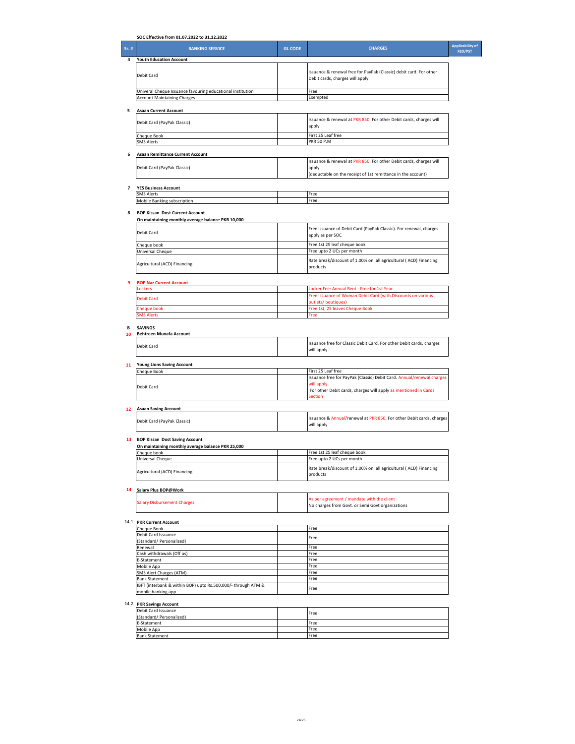SOC Effective from 01.07.2022 to 31.12.2022

| Sr. # | BANKING SERVICE | GL CODE | CHARGES | Applicability of FED/PST |
|---|---|---|---|---|
| 4 | **Youth Education Account** | | | |
| | Debit Card | | Issuance & renewal free for PayPak (Classic) debit card. For other Debit cards, charges will apply | |
| | Univeral Cheque Issuance favouring educational institution | | Free | |
| | Account Maintaining Charges | | Exempted | |
| 5 | **Asaan Current Account** | | | |
| | Debit Card (PayPak Classic) | | Issuance & renewal at PKR 850. For other Debit cards, charges will apply | |
| | Cheque Book | | First 25 Leaf free | |
| | SMS Alerts | | PKR 50 P.M | |
| 6 | **Asaan Remittance Current Account** | | | |
| | Debit Card (PayPak Classic) | | Issuance & renewal at PKR 850. For other Debit cards, charges will apply (deductable on the receipt of 1st remittance in the account) | |
| 7 | **YES Business Account** | | | |
| | SMS Alerts | | Free | |
| | Mobile Banking subscription | | Free | |
| 8 | **BOP Kissan Dost Current Account** | | | |
| | **On maintaining monthly average balance PKR 10,000** | | | |
| | Debit Card | | Free issuance of Debit Card (PayPak Classic). For renewal, charges apply as per SOC | |
| | Cheque book | | Free 1st 25 leaf cheque book | |
| | Universal Cheque | | Free upto 2 UCs per month | |
| | Agricultural (ACD) Financing | | Rate break/discount of 1.00% on all agricultural ( ACD) Financing products | |
| 9 | **BOP Naz Current Account** | | | |
| | Lockers | | Locker Fee: Annual Rent - Free for 1st Year. | |
| | Debit Card | | Free Issuance of Woman Debit Card (with Discounts on various outlets/ boutiques) | |
| | Cheque book | | Free 1st, 25 leaves Cheque Book | |
| | SMS Alerts | | Free | |
| B | **SAVINGS** | | | |
| 10 | **Behtreen Munafa Account** | | | |
| | Debit Card | | Issuance free for Classic Debit Card. For other Debit cards, charges will apply | |
| 11 | **Young Lions Saving Account** | | | |
| | Cheque Book | | First 25 Leaf free | |
| | Debit Card | | Issuance free for PayPak (Classic) Debit Card. Annual/renewal charges will apply. For other Debit cards, charges will apply as mentioned in Cards Section | |
| 12 | **Asaan Saving Account** | | | |
| | Debit Card (PayPak Classic) | | Issuance & Annual/renewal at PKR 850. For other Debit cards, charges will apply | |
| 13 | **BOP Kissan Dost Saving Account** | | | |
| | **On maintaining monthly average balance PKR 25,000** | | | |
| | Cheque book | | Free 1st 25 leaf cheque book | |
| | Universal Cheque | | Free upto 2 UCs per month | |
| | Agricultural (ACD) Financing | | Rate break/discount of 1.00% on all agricultural ( ACD) Financing products | |
| 14 | **Salary Plus BOP@Work** | | | |
| | Salary Disbursement Charges | | As per agreement / mandate with the client No charges from Govt. or Semi Govt organizations | |
| 14.1 | **PKR Current Account** | | | |
| | Cheque Book | | Free | |
| | Debit Card Issuance (Standard/ Personalized) | | Free | |
| | Renewal | | Free | |
| | Cash withdrawals (Off us) | | Free | |
| | E-Statement | | Free | |
| | Mobile App | | Free | |
| | SMS Alert Charges (ATM) | | Free | |
| | Bank Statement | | Free | |
| | IBFT (interbank & within BOP) upto Rs.500,000/- through ATM & mobile banking app | | Free | |
| 14.2 | **PKR Savings Account** | | | |
| | Debit Card Issuance (Standard/ Personalized) | | Free | |
| | E-Statement | | Free | |
| | Mobile App | | Free | |
| | Bank Statement | | Free | |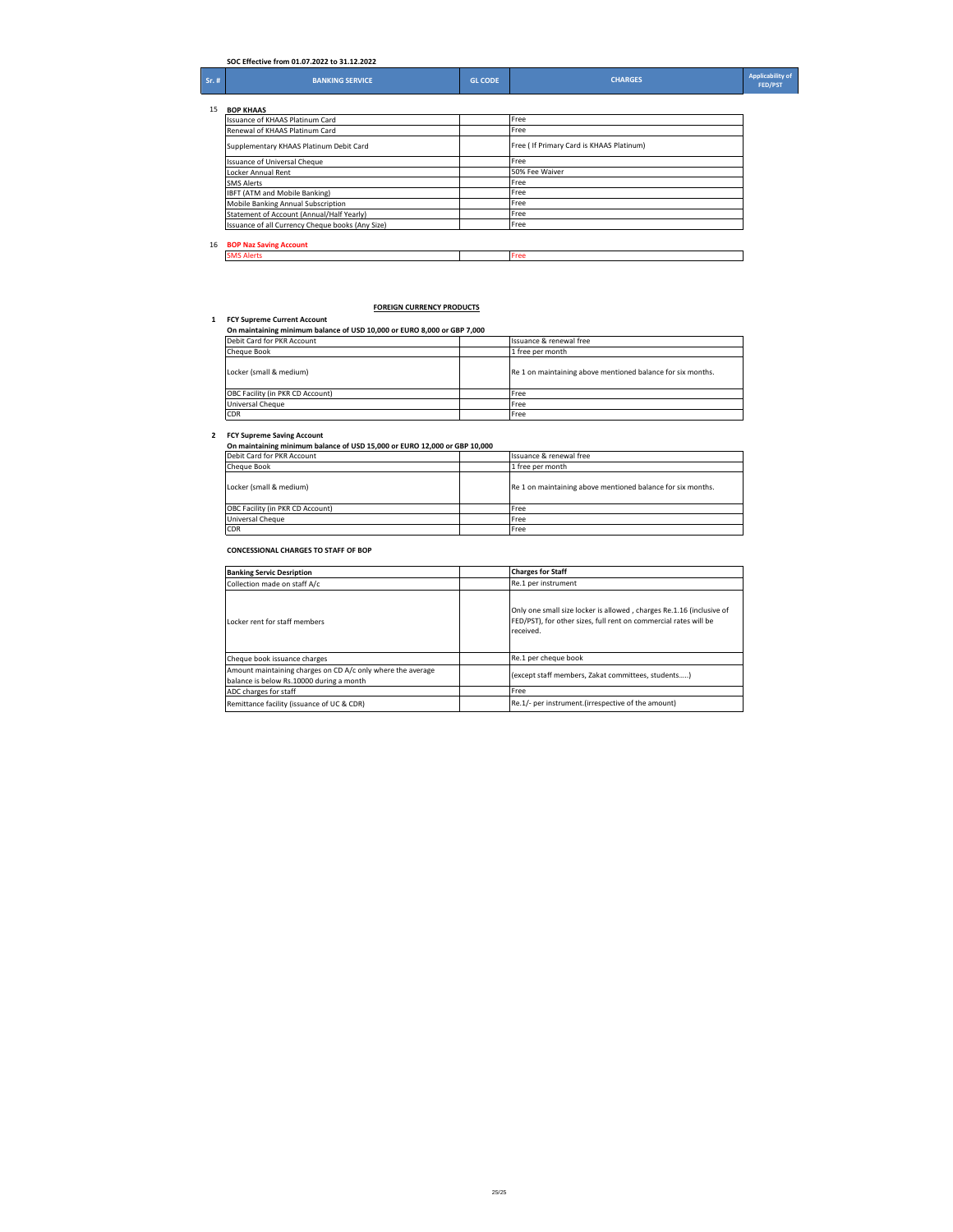SOC Effective from 01.07.2022 to 31.12.2022

| Sr. # | BANKING SERVICE | GL CODE | CHARGES | Applicability of FED/PST |
|---|---|---|---|---|
| 15 | **BOP KHAAS** | | | |
| | Issuance of KHAAS Platinum Card | | Free | |
| | Renewal of KHAAS Platinum Card | | Free | |
| | Supplementary KHAAS Platinum Debit Card | | Free ( If Primary Card is KHAAS Platinum) | |
| | Issuance of Universal Cheque | | Free | |
| | Locker Annual Rent | | 50% Fee Waiver | |
| | SMS Alerts | | Free | |
| | IBFT (ATM and Mobile Banking) | | Free | |
| | Mobile Banking Annual Subscription | | Free | |
| | Statement of Account (Annual/Half Yearly) | | Free | |
| | Issuance of all Currency Cheque books (Any Size) | | Free | |
| 16 | **BOP Naz Saving Account** | | | |
| | SMS Alerts | | Free | |

## FOREIGN CURRENCY PRODUCTS

**1 FCY Supreme Current Account**

**On maintaining minimum balance of USD 10,000 or EURO 8,000 or GBP 7,000**

| | | |
|---|---|---|
| Debit Card for PKR Account | | Issuance & renewal free |
| Cheque Book | | 1 free per month |
| Locker (small & medium) | | Re 1 on maintaining above mentioned balance for six months. |
| OBC Facility (in PKR CD Account) | | Free |
| Universal Cheque | | Free |
| CDR | | Free |

**2 FCY Supreme Saving Account**

**On maintaining minimum balance of USD 15,000 or EURO 12,000 or GBP 10,000**

| | | |
|---|---|---|
| Debit Card for PKR Account | | Issuance & renewal free |
| Cheque Book | | 1 free per month |
| Locker (small & medium) | | Re 1 on maintaining above mentioned balance for six months. |
| OBC Facility (in PKR CD Account) | | Free |
| Universal Cheque | | Free |
| CDR | | Free |

**CONCESSIONAL CHARGES TO STAFF OF BOP**

| Banking Servic Desription | | Charges for Staff |
|---|---|---|
| Collection made on staff A/c | | Re.1 per instrument |
| Locker rent for staff members | | Only one small size locker is allowed , charges Re.1.16 (inclusive of FED/PST), for other sizes, full rent on commercial rates will be received. |
| Cheque book issuance charges | | Re.1 per cheque book |
| Amount maintaining charges on CD A/c only where the average balance is below Rs.10000 during a month | | (except staff members, Zakat committees, students…..) |
| ADC charges for staff | | Free |
| Remittance facility (issuance of UC & CDR) | | Re.1/- per instrument.(irrespective of the amount) |